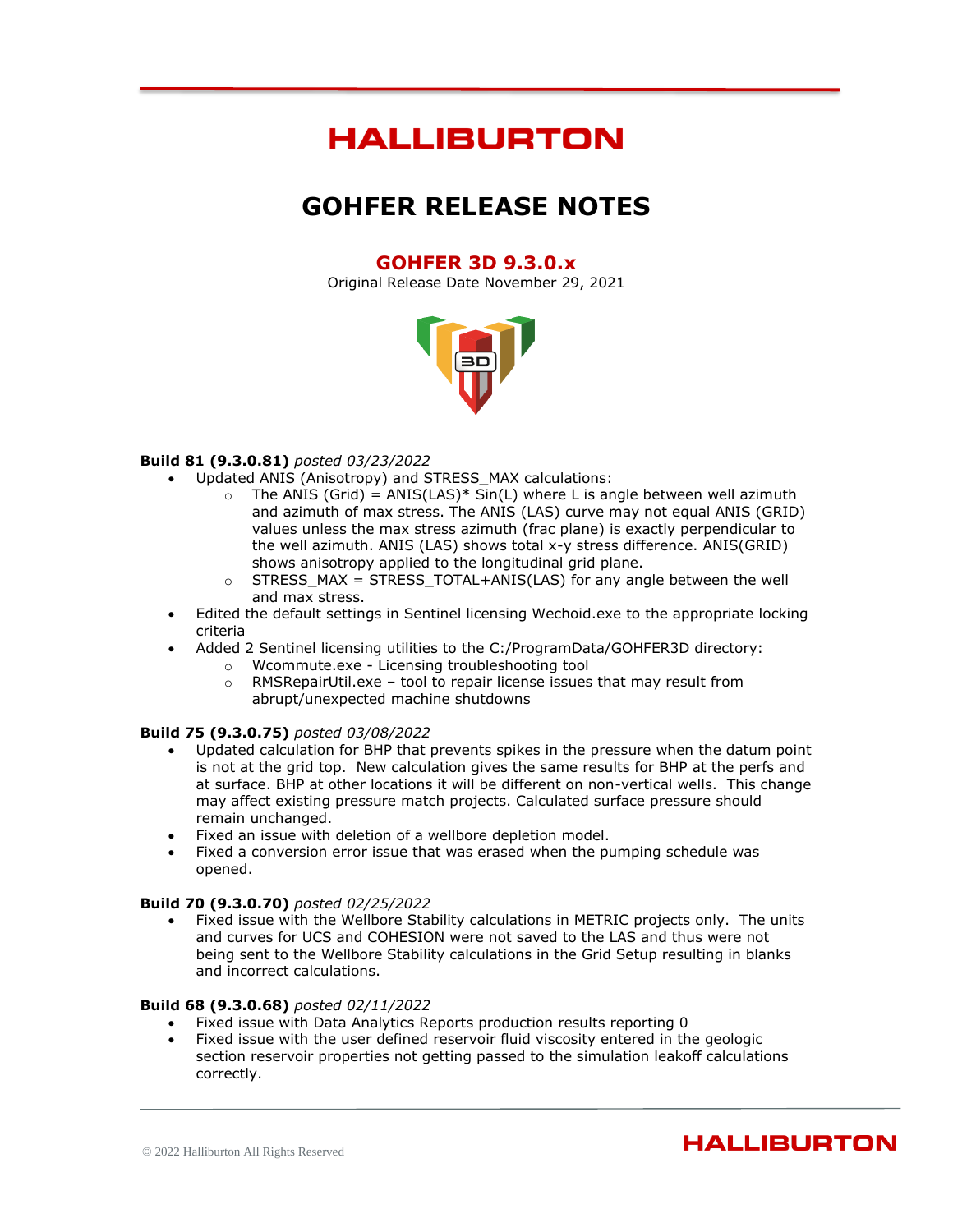# HALLIBURTON

# GOHFER RELEASE NOTES

## GOHFER 3D 9.3.0.x

Original Release Date November 29, 2021

**Build 81 (9.3.0.81)** *posted 03/23/2022*

- Updated ANIS (Anisotropy) and STRESS_MAX calculations:
  - The ANIS (Grid) = ANIS(LAS)* Sin(L) where L is angle between well azimuth and azimuth of max stress. The ANIS (LAS) curve may not equal ANIS (GRID) values unless the max stress azimuth (frac plane) is exactly perpendicular to the well azimuth. ANIS (LAS) shows total x-y stress difference. ANIS(GRID) shows anisotropy applied to the longitudinal grid plane.
  - STRESS_MAX = STRESS_TOTAL+ANIS(LAS) for any angle between the well and max stress.
- Edited the default settings in Sentinel licensing Wechoid.exe to the appropriate locking criteria
- Added 2 Sentinel licensing utilities to the C:/ProgramData/GOHFER3D directory:
  - Wcommute.exe - Licensing troubleshooting tool
  - RMSRepairUtil.exe – tool to repair license issues that may result from abrupt/unexpected machine shutdowns

**Build 75 (9.3.0.75)** *posted 03/08/2022*

- Updated calculation for BHP that prevents spikes in the pressure when the datum point is not at the grid top. New calculation gives the same results for BHP at the perfs and at surface. BHP at other locations it will be different on non-vertical wells. This change may affect existing pressure match projects. Calculated surface pressure should remain unchanged.
- Fixed an issue with deletion of a wellbore depletion model.
- Fixed a conversion error issue that was erased when the pumping schedule was opened.

**Build 70 (9.3.0.70)** *posted 02/25/2022*

- Fixed issue with the Wellbore Stability calculations in METRIC projects only. The units and curves for UCS and COHESION were not saved to the LAS and thus were not being sent to the Wellbore Stability calculations in the Grid Setup resulting in blanks and incorrect calculations.

**Build 68 (9.3.0.68)** *posted 02/11/2022*

- Fixed issue with Data Analytics Reports production results reporting 0
- Fixed issue with the user defined reservoir fluid viscosity entered in the geologic section reservoir properties not getting passed to the simulation leakoff calculations correctly.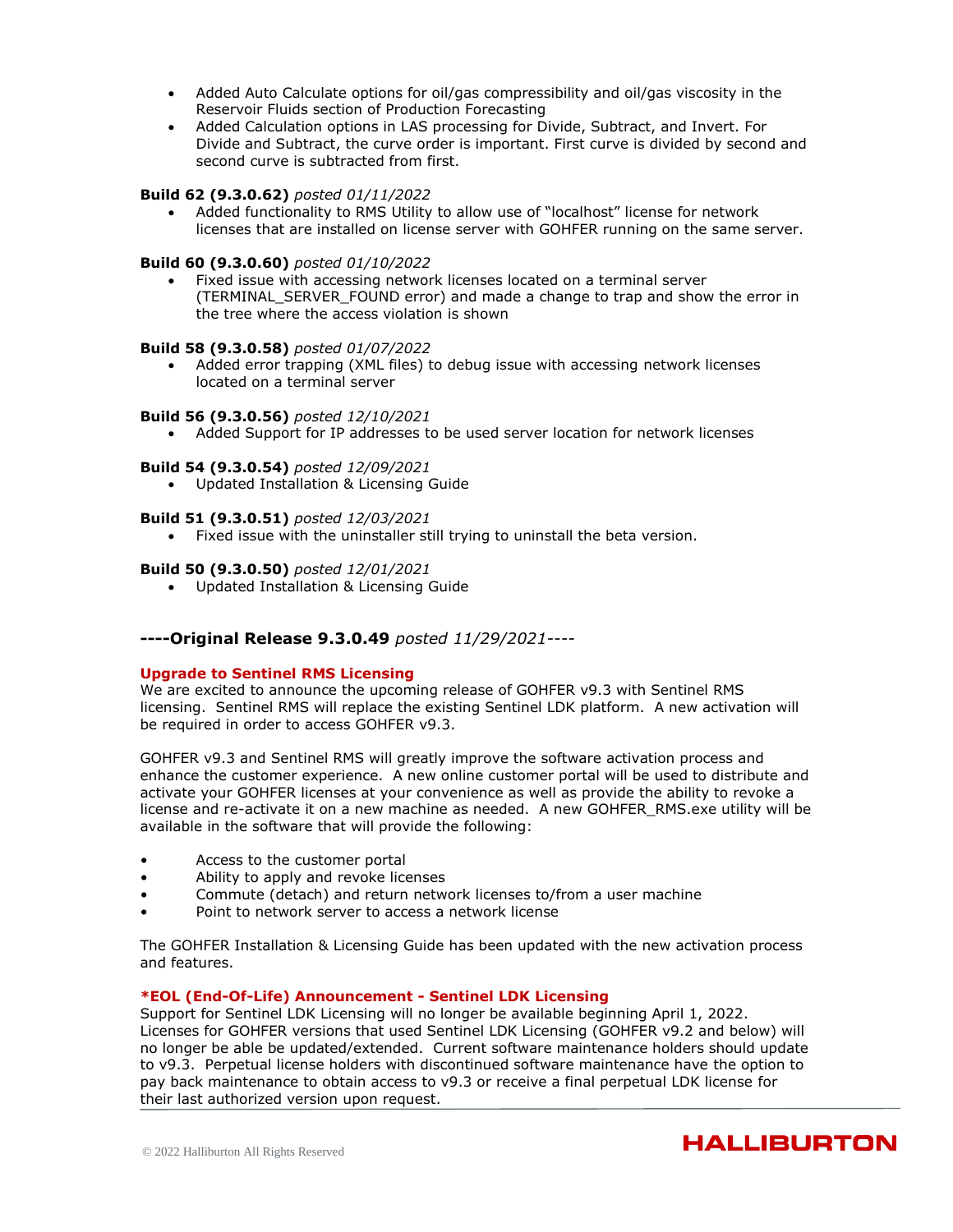- Added Auto Calculate options for oil/gas compressibility and oil/gas viscosity in the Reservoir Fluids section of Production Forecasting
- Added Calculation options in LAS processing for Divide, Subtract, and Invert. For Divide and Subtract, the curve order is important. First curve is divided by second and second curve is subtracted from first.

**Build 62 (9.3.0.62)** *posted 01/11/2022*

- Added functionality to RMS Utility to allow use of "localhost" license for network licenses that are installed on license server with GOHFER running on the same server.

**Build 60 (9.3.0.60)** *posted 01/10/2022*

- Fixed issue with accessing network licenses located on a terminal server (TERMINAL_SERVER_FOUND error) and made a change to trap and show the error in the tree where the access violation is shown

**Build 58 (9.3.0.58)** *posted 01/07/2022*

- Added error trapping (XML files) to debug issue with accessing network licenses located on a terminal server

**Build 56 (9.3.0.56)** *posted 12/10/2021*

- Added Support for IP addresses to be used server location for network licenses

**Build 54 (9.3.0.54)** *posted 12/09/2021*

- Updated Installation & Licensing Guide

**Build 51 (9.3.0.51)** *posted 12/03/2021*

- Fixed issue with the uninstaller still trying to uninstall the beta version.

**Build 50 (9.3.0.50)** *posted 12/01/2021*

- Updated Installation & Licensing Guide

### ----Original Release 9.3.0.49 *posted 11/29/2021*----

**Upgrade to Sentinel RMS Licensing**

We are excited to announce the upcoming release of GOHFER v9.3 with Sentinel RMS licensing. Sentinel RMS will replace the existing Sentinel LDK platform. A new activation will be required in order to access GOHFER v9.3.

GOHFER v9.3 and Sentinel RMS will greatly improve the software activation process and enhance the customer experience. A new online customer portal will be used to distribute and activate your GOHFER licenses at your convenience as well as provide the ability to revoke a license and re-activate it on a new machine as needed. A new GOHFER_RMS.exe utility will be available in the software that will provide the following:

- Access to the customer portal
- Ability to apply and revoke licenses
- Commute (detach) and return network licenses to/from a user machine
- Point to network server to access a network license

The GOHFER Installation & Licensing Guide has been updated with the new activation process and features.

**\*EOL (End-Of-Life) Announcement - Sentinel LDK Licensing**

Support for Sentinel LDK Licensing will no longer be available beginning April 1, 2022. Licenses for GOHFER versions that used Sentinel LDK Licensing (GOHFER v9.2 and below) will no longer be able be updated/extended. Current software maintenance holders should update to v9.3. Perpetual license holders with discontinued software maintenance have the option to pay back maintenance to obtain access to v9.3 or receive a final perpetual LDK license for their last authorized version upon request.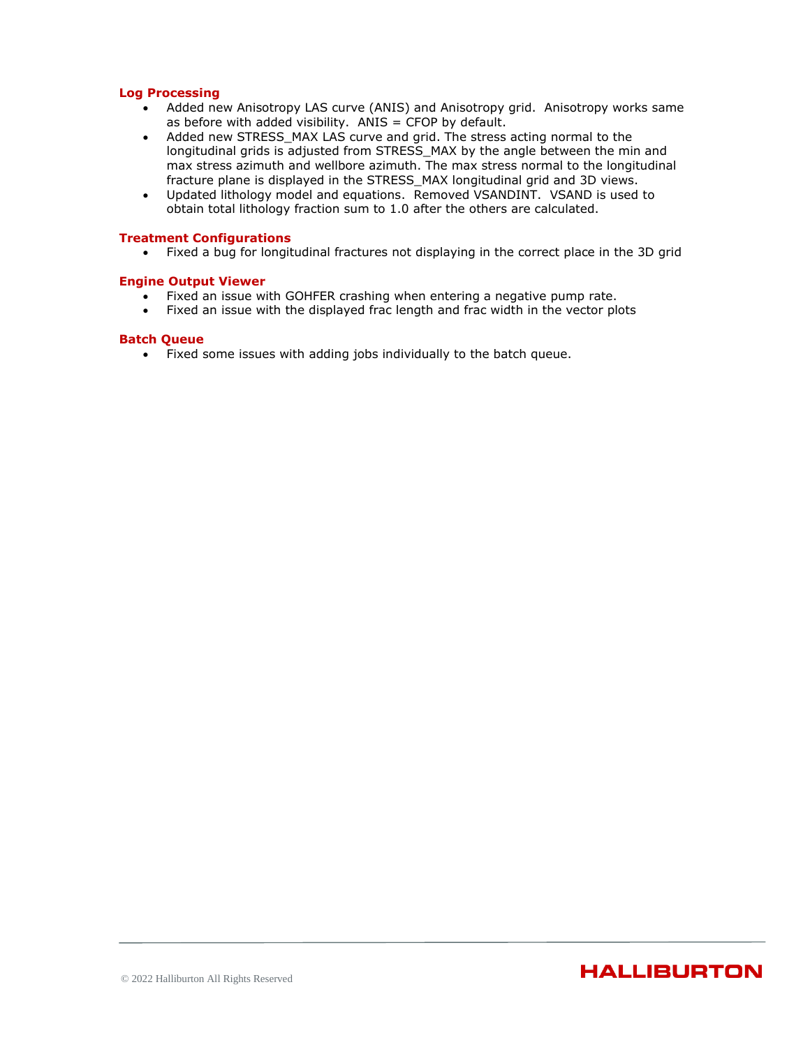### Log Processing

- Added new Anisotropy LAS curve (ANIS) and Anisotropy grid.  Anisotropy works same as before with added visibility.  ANIS = CFOP by default.
- Added new STRESS_MAX LAS curve and grid. The stress acting normal to the longitudinal grids is adjusted from STRESS_MAX by the angle between the min and max stress azimuth and wellbore azimuth. The max stress normal to the longitudinal fracture plane is displayed in the STRESS_MAX longitudinal grid and 3D views.
- Updated lithology model and equations.  Removed VSANDINT.  VSAND is used to obtain total lithology fraction sum to 1.0 after the others are calculated.

### Treatment Configurations

- Fixed a bug for longitudinal fractures not displaying in the correct place in the 3D grid

### Engine Output Viewer

- Fixed an issue with GOHFER crashing when entering a negative pump rate.
- Fixed an issue with the displayed frac length and frac width in the vector plots

### Batch Queue

- Fixed some issues with adding jobs individually to the batch queue.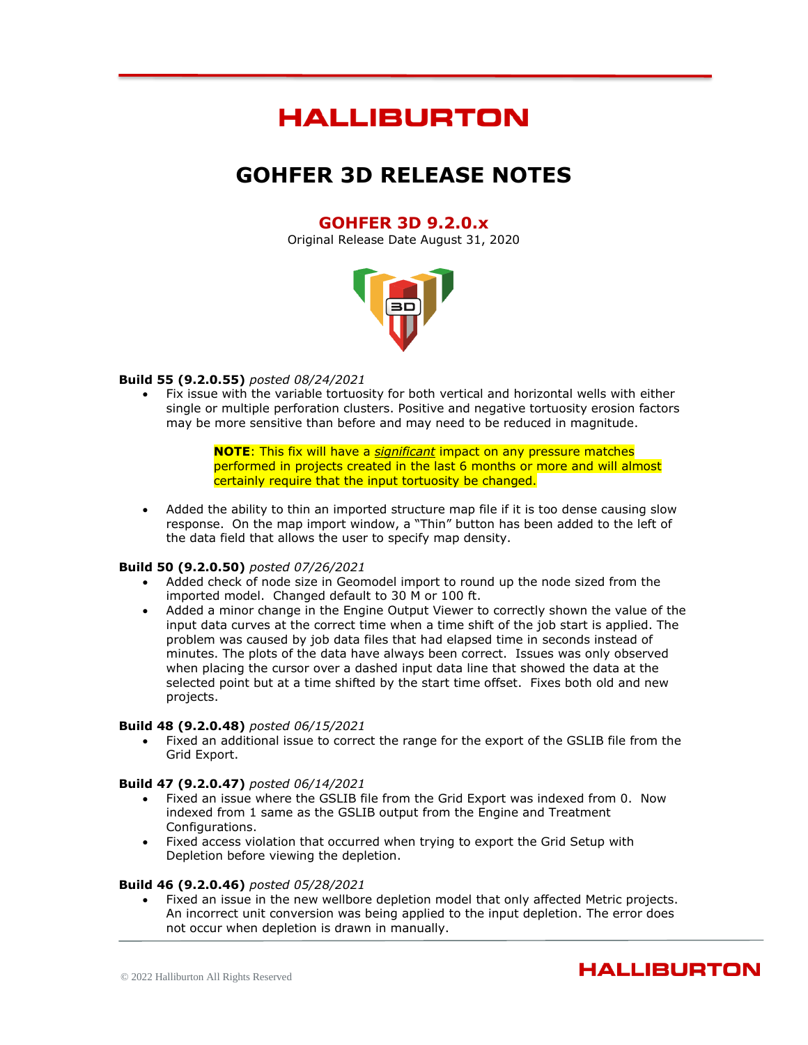# HALLIBURTON

# GOHFER 3D RELEASE NOTES

## GOHFER 3D 9.2.0.x

Original Release Date August 31, 2020

**Build 55 (9.2.0.55)** *posted 08/24/2021*

- Fix issue with the variable tortuosity for both vertical and horizontal wells with either single or multiple perforation clusters. Positive and negative tortuosity erosion factors may be more sensitive than before and may need to be reduced in magnitude.

  > **NOTE**: This fix will have a ***significant*** impact on any pressure matches performed in projects created in the last 6 months or more and will almost certainly require that the input tortuosity be changed.

- Added the ability to thin an imported structure map file if it is too dense causing slow response. On the map import window, a "Thin" button has been added to the left of the data field that allows the user to specify map density.

**Build 50 (9.2.0.50)** *posted 07/26/2021*

- Added check of node size in Geomodel import to round up the node sized from the imported model. Changed default to 30 M or 100 ft.
- Added a minor change in the Engine Output Viewer to correctly shown the value of the input data curves at the correct time when a time shift of the job start is applied. The problem was caused by job data files that had elapsed time in seconds instead of minutes. The plots of the data have always been correct. Issues was only observed when placing the cursor over a dashed input data line that showed the data at the selected point but at a time shifted by the start time offset. Fixes both old and new projects.

**Build 48 (9.2.0.48)** *posted 06/15/2021*

- Fixed an additional issue to correct the range for the export of the GSLIB file from the Grid Export.

**Build 47 (9.2.0.47)** *posted 06/14/2021*

- Fixed an issue where the GSLIB file from the Grid Export was indexed from 0. Now indexed from 1 same as the GSLIB output from the Engine and Treatment Configurations.
- Fixed access violation that occurred when trying to export the Grid Setup with Depletion before viewing the depletion.

**Build 46 (9.2.0.46)** *posted 05/28/2021*

- Fixed an issue in the new wellbore depletion model that only affected Metric projects. An incorrect unit conversion was being applied to the input depletion. The error does not occur when depletion is drawn in manually.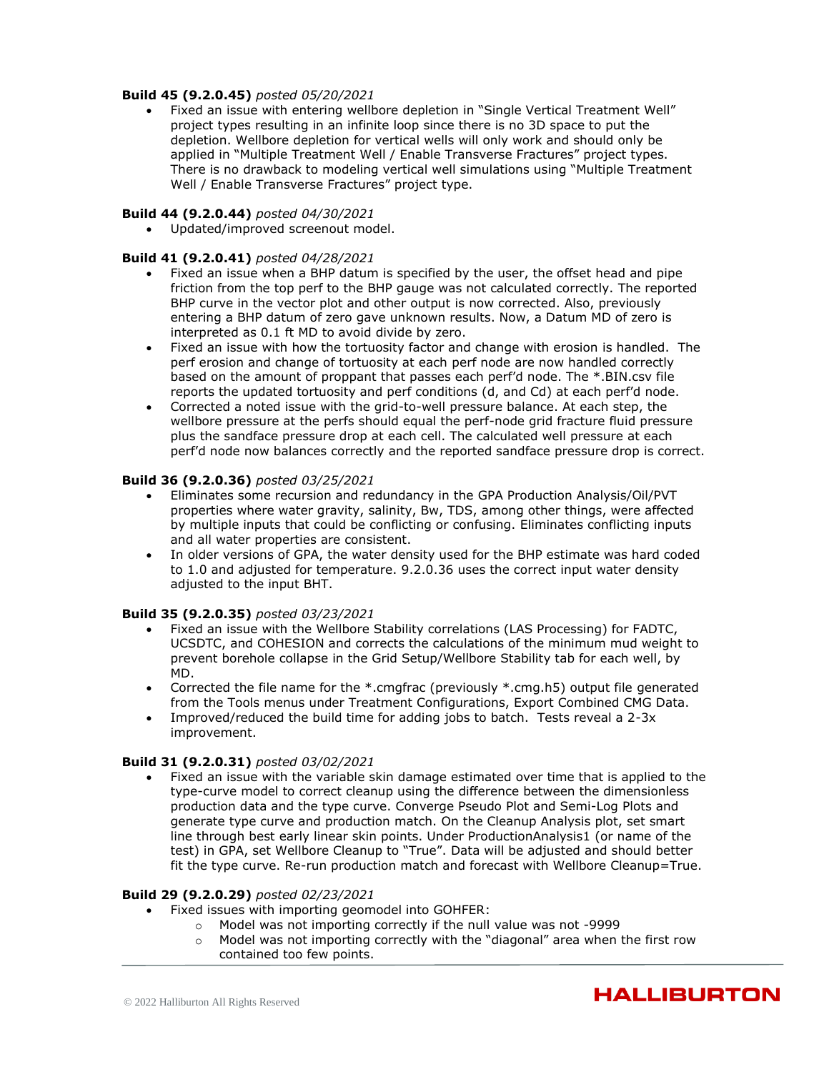**Build 45 (9.2.0.45)** *posted 05/20/2021*

- Fixed an issue with entering wellbore depletion in “Single Vertical Treatment Well” project types resulting in an infinite loop since there is no 3D space to put the depletion. Wellbore depletion for vertical wells will only work and should only be applied in “Multiple Treatment Well / Enable Transverse Fractures” project types. There is no drawback to modeling vertical well simulations using “Multiple Treatment Well / Enable Transverse Fractures” project type.

**Build 44 (9.2.0.44)** *posted 04/30/2021*

- Updated/improved screenout model.

**Build 41 (9.2.0.41)** *posted 04/28/2021*

- Fixed an issue when a BHP datum is specified by the user, the offset head and pipe friction from the top perf to the BHP gauge was not calculated correctly. The reported BHP curve in the vector plot and other output is now corrected. Also, previously entering a BHP datum of zero gave unknown results. Now, a Datum MD of zero is interpreted as 0.1 ft MD to avoid divide by zero.
- Fixed an issue with how the tortuosity factor and change with erosion is handled. The perf erosion and change of tortuosity at each perf node are now handled correctly based on the amount of proppant that passes each perf’d node. The *.BIN.csv file reports the updated tortuosity and perf conditions (d, and Cd) at each perf’d node.
- Corrected a noted issue with the grid-to-well pressure balance. At each step, the wellbore pressure at the perfs should equal the perf-node grid fracture fluid pressure plus the sandface pressure drop at each cell. The calculated well pressure at each perf’d node now balances correctly and the reported sandface pressure drop is correct.

**Build 36 (9.2.0.36)** *posted 03/25/2021*

- Eliminates some recursion and redundancy in the GPA Production Analysis/Oil/PVT properties where water gravity, salinity, Bw, TDS, among other things, were affected by multiple inputs that could be conflicting or confusing. Eliminates conflicting inputs and all water properties are consistent.
- In older versions of GPA, the water density used for the BHP estimate was hard coded to 1.0 and adjusted for temperature. 9.2.0.36 uses the correct input water density adjusted to the input BHT.

**Build 35 (9.2.0.35)** *posted 03/23/2021*

- Fixed an issue with the Wellbore Stability correlations (LAS Processing) for FADTC, UCSDTC, and COHESION and corrects the calculations of the minimum mud weight to prevent borehole collapse in the Grid Setup/Wellbore Stability tab for each well, by MD.
- Corrected the file name for the *.cmgfrac (previously *.cmg.h5) output file generated from the Tools menus under Treatment Configurations, Export Combined CMG Data.
- Improved/reduced the build time for adding jobs to batch. Tests reveal a 2-3x improvement.

**Build 31 (9.2.0.31)** *posted 03/02/2021*

- Fixed an issue with the variable skin damage estimated over time that is applied to the type-curve model to correct cleanup using the difference between the dimensionless production data and the type curve. Converge Pseudo Plot and Semi-Log Plots and generate type curve and production match. On the Cleanup Analysis plot, set smart line through best early linear skin points. Under ProductionAnalysis1 (or name of the test) in GPA, set Wellbore Cleanup to “True”. Data will be adjusted and should better fit the type curve. Re-run production match and forecast with Wellbore Cleanup=True.

**Build 29 (9.2.0.29)** *posted 02/23/2021*

- Fixed issues with importing geomodel into GOHFER:
  - Model was not importing correctly if the null value was not -9999
  - Model was not importing correctly with the “diagonal” area when the first row contained too few points.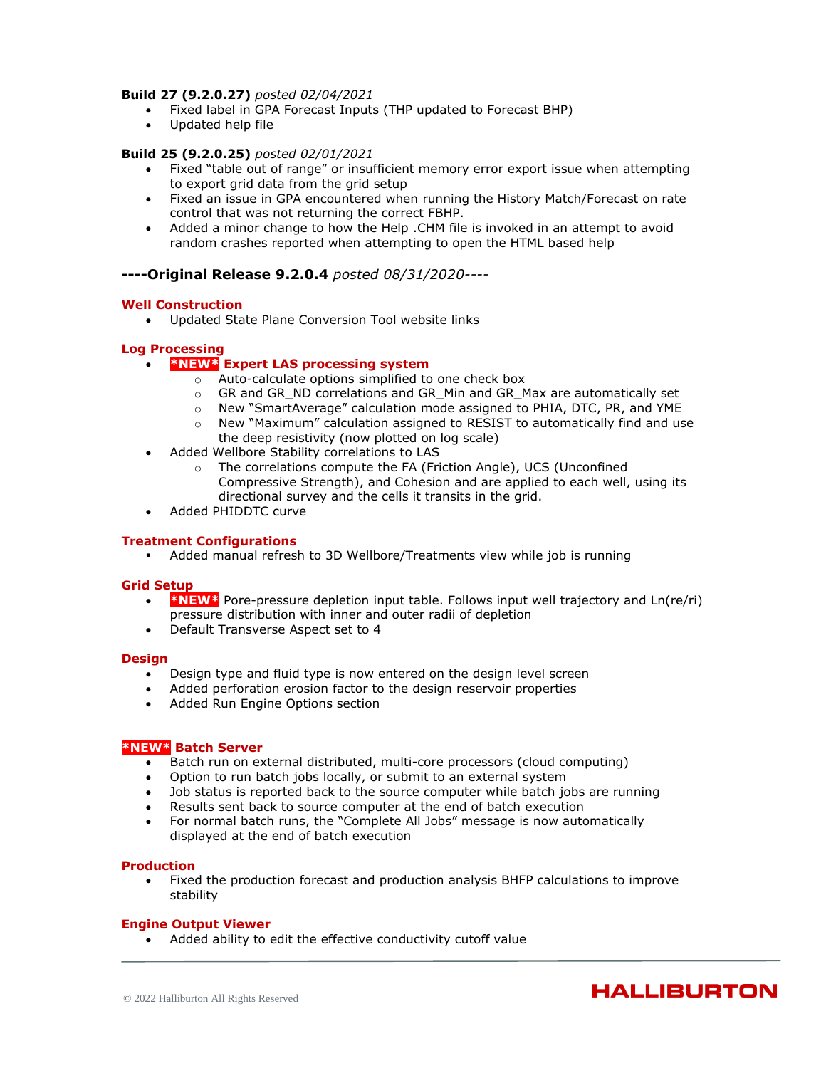**Build 27 (9.2.0.27)** *posted 02/04/2021*

- Fixed label in GPA Forecast Inputs (THP updated to Forecast BHP)
- Updated help file

**Build 25 (9.2.0.25)** *posted 02/01/2021*

- Fixed "table out of range" or insufficient memory error export issue when attempting to export grid data from the grid setup
- Fixed an issue in GPA encountered when running the History Match/Forecast on rate control that was not returning the correct FBHP.
- Added a minor change to how the Help .CHM file is invoked in an attempt to avoid random crashes reported when attempting to open the HTML based help

## ----Original Release 9.2.0.4 *posted 08/31/2020*----

### Well Construction

- Updated State Plane Conversion Tool website links

### Log Processing

- ***NEW* Expert LAS processing system**
  - Auto-calculate options simplified to one check box
  - GR and GR_ND correlations and GR_Min and GR_Max are automatically set
  - New "SmartAverage" calculation mode assigned to PHIA, DTC, PR, and YME
  - New "Maximum" calculation assigned to RESIST to automatically find and use the deep resistivity (now plotted on log scale)
- Added Wellbore Stability correlations to LAS
  - The correlations compute the FA (Friction Angle), UCS (Unconfined Compressive Strength), and Cohesion and are applied to each well, using its directional survey and the cells it transits in the grid.
- Added PHIDDTC curve

### Treatment Configurations

- Added manual refresh to 3D Wellbore/Treatments view while job is running

### Grid Setup

- ***NEW*** Pore-pressure depletion input table. Follows input well trajectory and Ln(re/ri) pressure distribution with inner and outer radii of depletion
- Default Transverse Aspect set to 4

### Design

- Design type and fluid type is now entered on the design level screen
- Added perforation erosion factor to the design reservoir properties
- Added Run Engine Options section

### *NEW* Batch Server

- Batch run on external distributed, multi-core processors (cloud computing)
- Option to run batch jobs locally, or submit to an external system
- Job status is reported back to the source computer while batch jobs are running
- Results sent back to source computer at the end of batch execution
- For normal batch runs, the "Complete All Jobs" message is now automatically displayed at the end of batch execution

### Production

- Fixed the production forecast and production analysis BHFP calculations to improve stability

### Engine Output Viewer

- Added ability to edit the effective conductivity cutoff value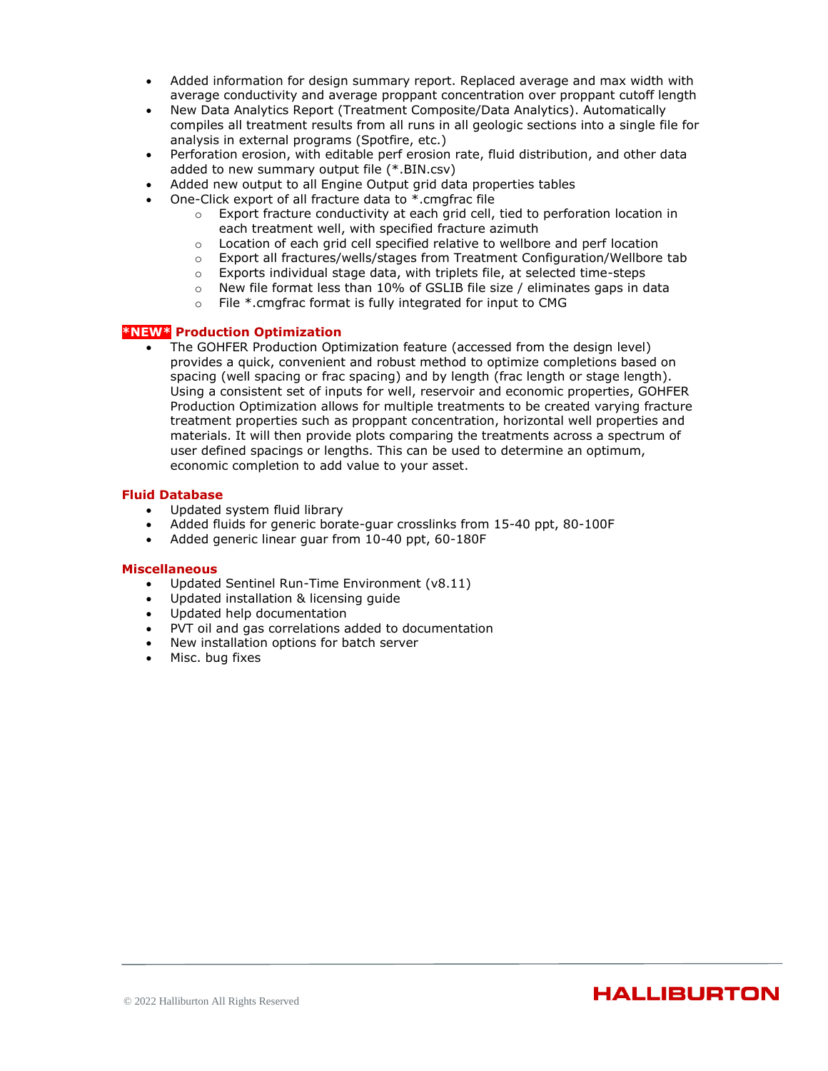- Added information for design summary report. Replaced average and max width with average conductivity and average proppant concentration over proppant cutoff length
- New Data Analytics Report (Treatment Composite/Data Analytics). Automatically compiles all treatment results from all runs in all geologic sections into a single file for analysis in external programs (Spotfire, etc.)
- Perforation erosion, with editable perf erosion rate, fluid distribution, and other data added to new summary output file (*.BIN.csv)
- Added new output to all Engine Output grid data properties tables
- One-Click export of all fracture data to *.cmgfrac file
    - Export fracture conductivity at each grid cell, tied to perforation location in each treatment well, with specified fracture azimuth
    - Location of each grid cell specified relative to wellbore and perf location
    - Export all fractures/wells/stages from Treatment Configuration/Wellbore tab
    - Exports individual stage data, with triplets file, at selected time-steps
    - New file format less than 10% of GSLIB file size / eliminates gaps in data
    - File *.cmgfrac format is fully integrated for input to CMG

### *NEW* Production Optimization

- The GOHFER Production Optimization feature (accessed from the design level) provides a quick, convenient and robust method to optimize completions based on spacing (well spacing or frac spacing) and by length (frac length or stage length). Using a consistent set of inputs for well, reservoir and economic properties, GOHFER Production Optimization allows for multiple treatments to be created varying fracture treatment properties such as proppant concentration, horizontal well properties and materials. It will then provide plots comparing the treatments across a spectrum of user defined spacings or lengths. This can be used to determine an optimum, economic completion to add value to your asset.

### Fluid Database

- Updated system fluid library
- Added fluids for generic borate-guar crosslinks from 15-40 ppt, 80-100F
- Added generic linear guar from 10-40 ppt, 60-180F

### Miscellaneous

- Updated Sentinel Run-Time Environment (v8.11)
- Updated installation & licensing guide
- Updated help documentation
- PVT oil and gas correlations added to documentation
- New installation options for batch server
- Misc. bug fixes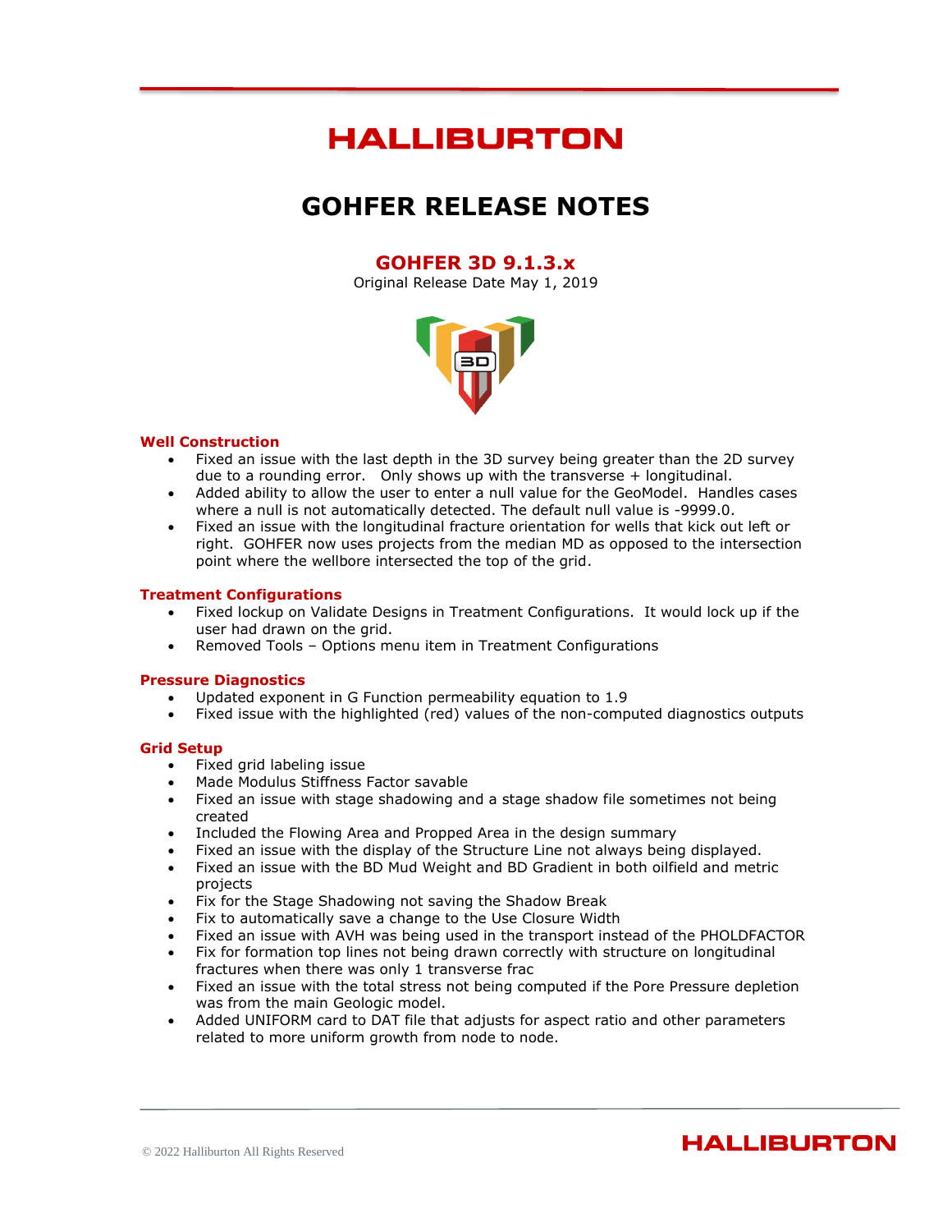# HALLIBURTON

# GOHFER RELEASE NOTES

## GOHFER 3D 9.1.3.x

Original Release Date May 1, 2019

### Well Construction

- Fixed an issue with the last depth in the 3D survey being greater than the 2D survey due to a rounding error. Only shows up with the transverse + longitudinal.
- Added ability to allow the user to enter a null value for the GeoModel. Handles cases where a null is not automatically detected. The default null value is -9999.0.
- Fixed an issue with the longitudinal fracture orientation for wells that kick out left or right. GOHFER now uses projects from the median MD as opposed to the intersection point where the wellbore intersected the top of the grid.

### Treatment Configurations

- Fixed lockup on Validate Designs in Treatment Configurations. It would lock up if the user had drawn on the grid.
- Removed Tools – Options menu item in Treatment Configurations

### Pressure Diagnostics

- Updated exponent in G Function permeability equation to 1.9
- Fixed issue with the highlighted (red) values of the non-computed diagnostics outputs

### Grid Setup

- Fixed grid labeling issue
- Made Modulus Stiffness Factor savable
- Fixed an issue with stage shadowing and a stage shadow file sometimes not being created
- Included the Flowing Area and Propped Area in the design summary
- Fixed an issue with the display of the Structure Line not always being displayed.
- Fixed an issue with the BD Mud Weight and BD Gradient in both oilfield and metric projects
- Fix for the Stage Shadowing not saving the Shadow Break
- Fix to automatically save a change to the Use Closure Width
- Fixed an issue with AVH was being used in the transport instead of the PHOLDFACTOR
- Fix for formation top lines not being drawn correctly with structure on longitudinal fractures when there was only 1 transverse frac
- Fixed an issue with the total stress not being computed if the Pore Pressure depletion was from the main Geologic model.
- Added UNIFORM card to DAT file that adjusts for aspect ratio and other parameters related to more uniform growth from node to node.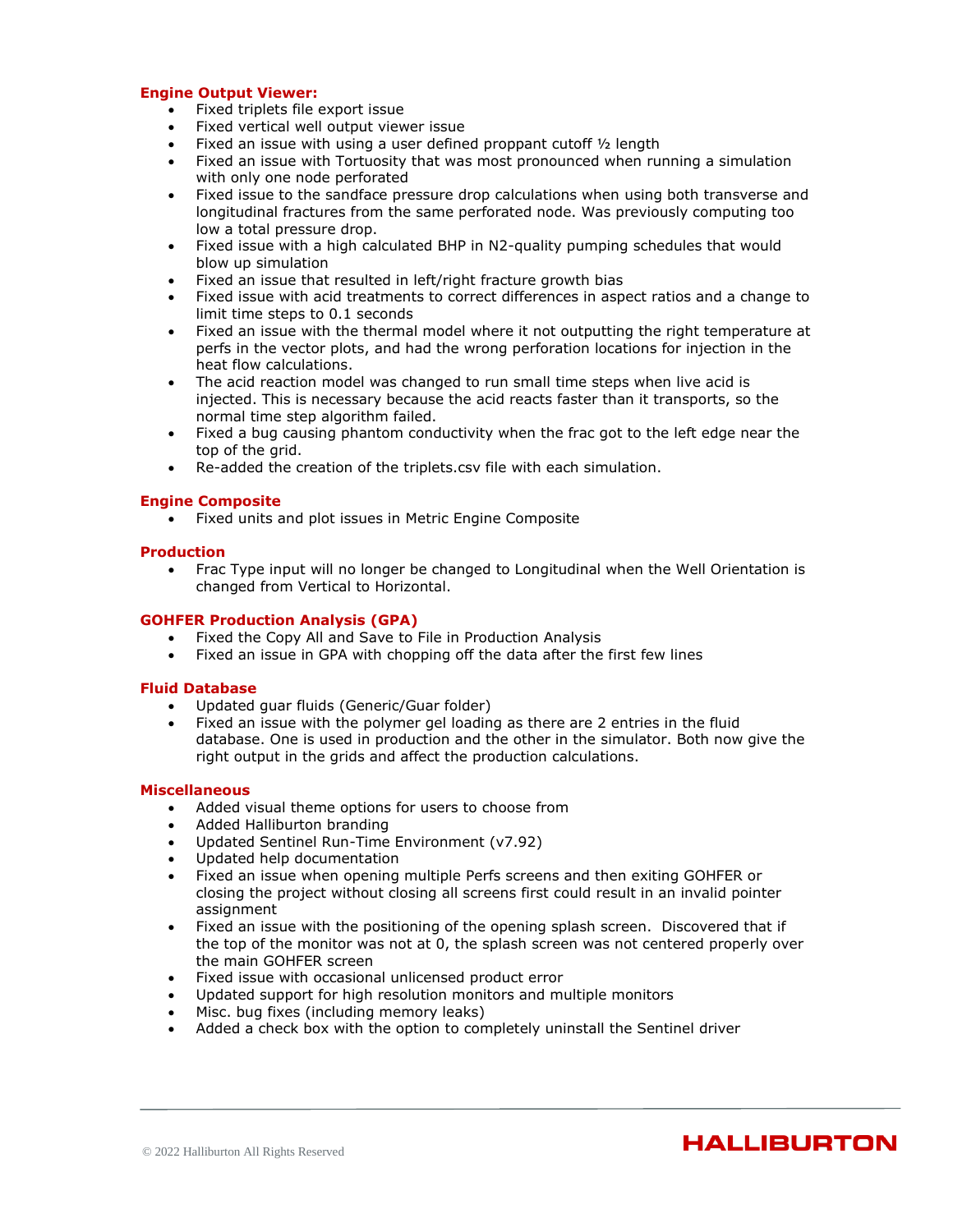### Engine Output Viewer:

- Fixed triplets file export issue
- Fixed vertical well output viewer issue
- Fixed an issue with using a user defined proppant cutoff ½ length
- Fixed an issue with Tortuosity that was most pronounced when running a simulation with only one node perforated
- Fixed issue to the sandface pressure drop calculations when using both transverse and longitudinal fractures from the same perforated node. Was previously computing too low a total pressure drop.
- Fixed issue with a high calculated BHP in N2-quality pumping schedules that would blow up simulation
- Fixed an issue that resulted in left/right fracture growth bias
- Fixed issue with acid treatments to correct differences in aspect ratios and a change to limit time steps to 0.1 seconds
- Fixed an issue with the thermal model where it not outputting the right temperature at perfs in the vector plots, and had the wrong perforation locations for injection in the heat flow calculations.
- The acid reaction model was changed to run small time steps when live acid is injected. This is necessary because the acid reacts faster than it transports, so the normal time step algorithm failed.
- Fixed a bug causing phantom conductivity when the frac got to the left edge near the top of the grid.
- Re-added the creation of the triplets.csv file with each simulation.

### Engine Composite

- Fixed units and plot issues in Metric Engine Composite

### Production

- Frac Type input will no longer be changed to Longitudinal when the Well Orientation is changed from Vertical to Horizontal.

### GOHFER Production Analysis (GPA)

- Fixed the Copy All and Save to File in Production Analysis
- Fixed an issue in GPA with chopping off the data after the first few lines

### Fluid Database

- Updated guar fluids (Generic/Guar folder)
- Fixed an issue with the polymer gel loading as there are 2 entries in the fluid database. One is used in production and the other in the simulator. Both now give the right output in the grids and affect the production calculations.

### Miscellaneous

- Added visual theme options for users to choose from
- Added Halliburton branding
- Updated Sentinel Run-Time Environment (v7.92)
- Updated help documentation
- Fixed an issue when opening multiple Perfs screens and then exiting GOHFER or closing the project without closing all screens first could result in an invalid pointer assignment
- Fixed an issue with the positioning of the opening splash screen. Discovered that if the top of the monitor was not at 0, the splash screen was not centered properly over the main GOHFER screen
- Fixed issue with occasional unlicensed product error
- Updated support for high resolution monitors and multiple monitors
- Misc. bug fixes (including memory leaks)
- Added a check box with the option to completely uninstall the Sentinel driver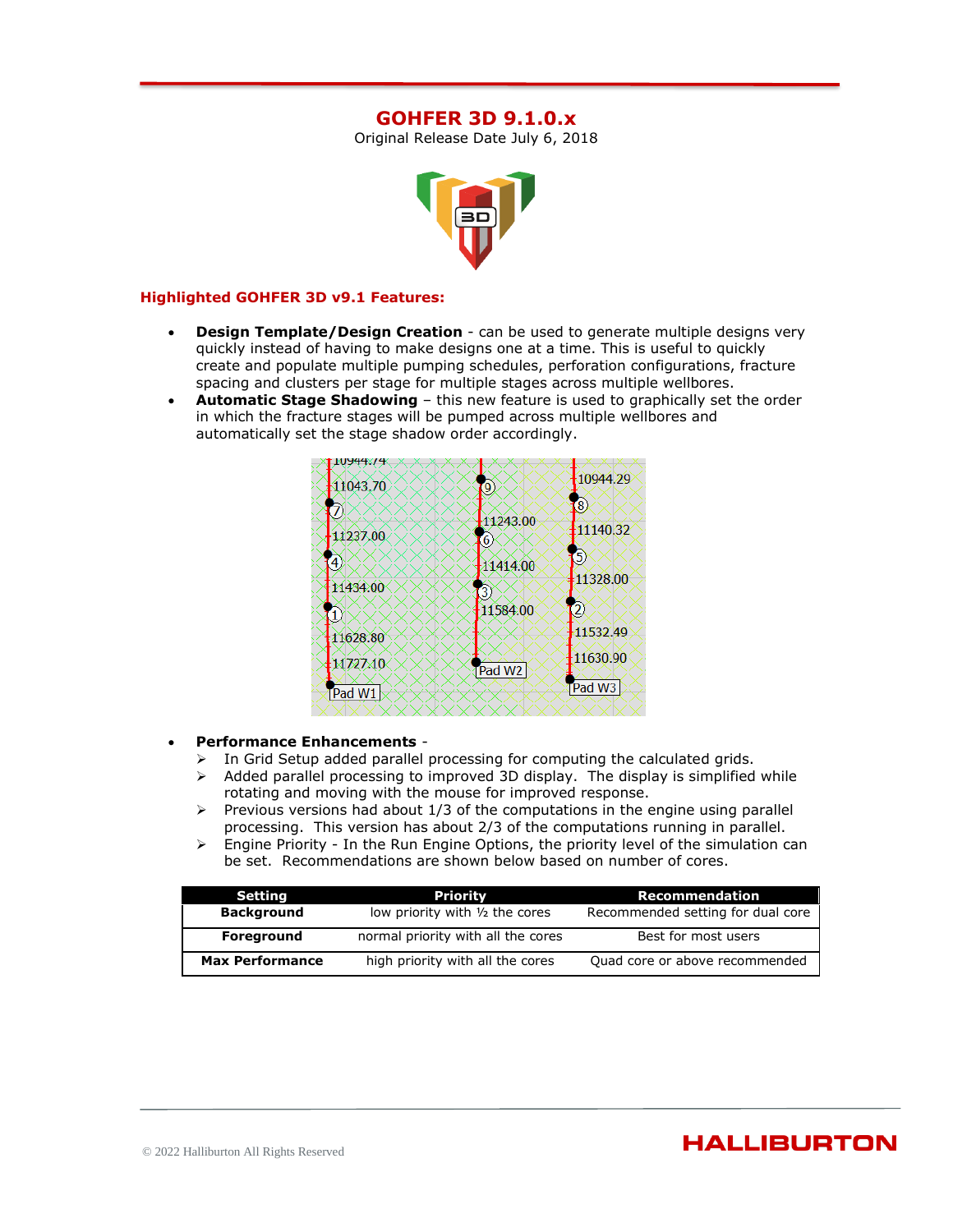# GOHFER 3D 9.1.0.x

Original Release Date July 6, 2018

### Highlighted GOHFER 3D v9.1 Features:

- **Design Template/Design Creation** - can be used to generate multiple designs very quickly instead of having to make designs one at a time. This is useful to quickly create and populate multiple pumping schedules, perforation configurations, fracture spacing and clusters per stage for multiple stages across multiple wellbores.
- **Automatic Stage Shadowing** – this new feature is used to graphically set the order in which the fracture stages will be pumped across multiple wellbores and automatically set the stage shadow order accordingly.
- **Performance Enhancements** -
  - In Grid Setup added parallel processing for computing the calculated grids.
  - Added parallel processing to improved 3D display. The display is simplified while rotating and moving with the mouse for improved response.
  - Previous versions had about 1/3 of the computations in the engine using parallel processing. This version has about 2/3 of the computations running in parallel.
  - Engine Priority - In the Run Engine Options, the priority level of the simulation can be set. Recommendations are shown below based on number of cores.

| Setting | Priority | Recommendation |
|---|---|---|
| **Background** | low priority with ½ the cores | Recommended setting for dual core |
| **Foreground** | normal priority with all the cores | Best for most users |
| **Max Performance** | high priority with all the cores | Quad core or above recommended |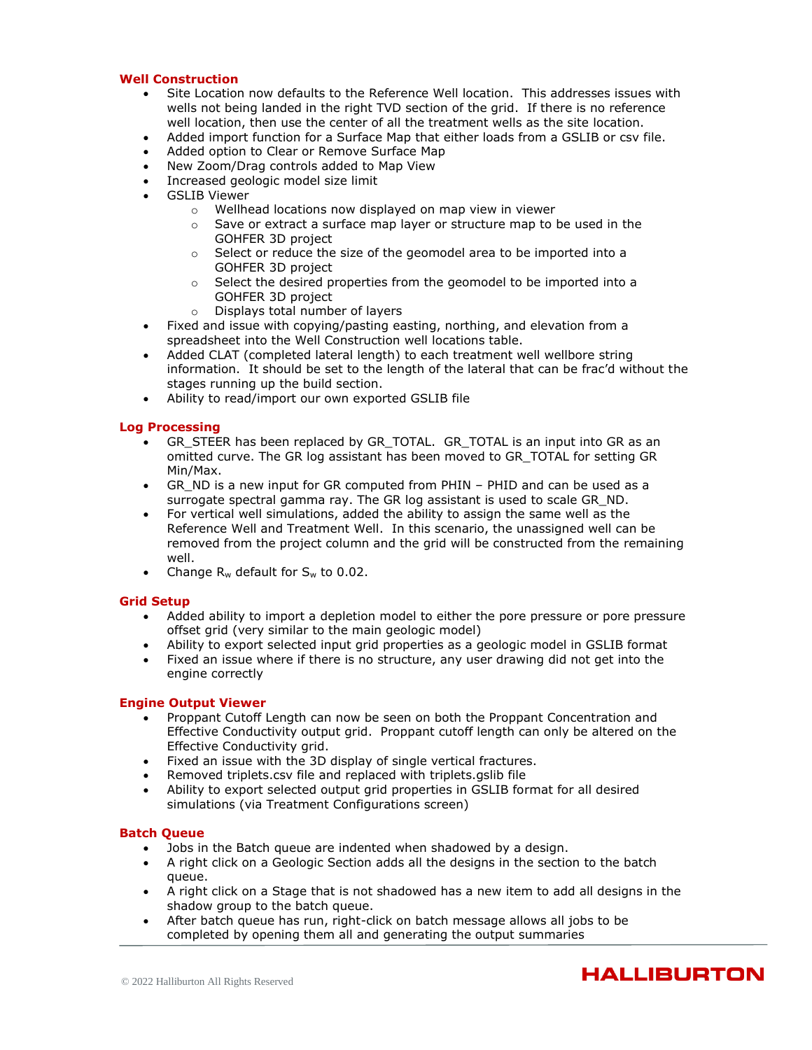### Well Construction

- Site Location now defaults to the Reference Well location. This addresses issues with wells not being landed in the right TVD section of the grid. If there is no reference well location, then use the center of all the treatment wells as the site location.
- Added import function for a Surface Map that either loads from a GSLIB or csv file.
- Added option to Clear or Remove Surface Map
- New Zoom/Drag controls added to Map View
- Increased geologic model size limit
- GSLIB Viewer
  - Wellhead locations now displayed on map view in viewer
  - Save or extract a surface map layer or structure map to be used in the GOHFER 3D project
  - Select or reduce the size of the geomodel area to be imported into a GOHFER 3D project
  - Select the desired properties from the geomodel to be imported into a GOHFER 3D project
  - Displays total number of layers
- Fixed and issue with copying/pasting easting, northing, and elevation from a spreadsheet into the Well Construction well locations table.
- Added CLAT (completed lateral length) to each treatment well wellbore string information. It should be set to the length of the lateral that can be frac'd without the stages running up the build section.
- Ability to read/import our own exported GSLIB file

### Log Processing

- GR_STEER has been replaced by GR_TOTAL. GR_TOTAL is an input into GR as an omitted curve. The GR log assistant has been moved to GR_TOTAL for setting GR Min/Max.
- GR_ND is a new input for GR computed from PHIN – PHID and can be used as a surrogate spectral gamma ray. The GR log assistant is used to scale GR_ND.
- For vertical well simulations, added the ability to assign the same well as the Reference Well and Treatment Well. In this scenario, the unassigned well can be removed from the project column and the grid will be constructed from the remaining well.
- Change $R_w$ default for $S_w$ to 0.02.

### Grid Setup

- Added ability to import a depletion model to either the pore pressure or pore pressure offset grid (very similar to the main geologic model)
- Ability to export selected input grid properties as a geologic model in GSLIB format
- Fixed an issue where if there is no structure, any user drawing did not get into the engine correctly

### Engine Output Viewer

- Proppant Cutoff Length can now be seen on both the Proppant Concentration and Effective Conductivity output grid. Proppant cutoff length can only be altered on the Effective Conductivity grid.
- Fixed an issue with the 3D display of single vertical fractures.
- Removed triplets.csv file and replaced with triplets.gslib file
- Ability to export selected output grid properties in GSLIB format for all desired simulations (via Treatment Configurations screen)

### Batch Queue

- Jobs in the Batch queue are indented when shadowed by a design.
- A right click on a Geologic Section adds all the designs in the section to the batch queue.
- A right click on a Stage that is not shadowed has a new item to add all designs in the shadow group to the batch queue.
- After batch queue has run, right-click on batch message allows all jobs to be completed by opening them all and generating the output summaries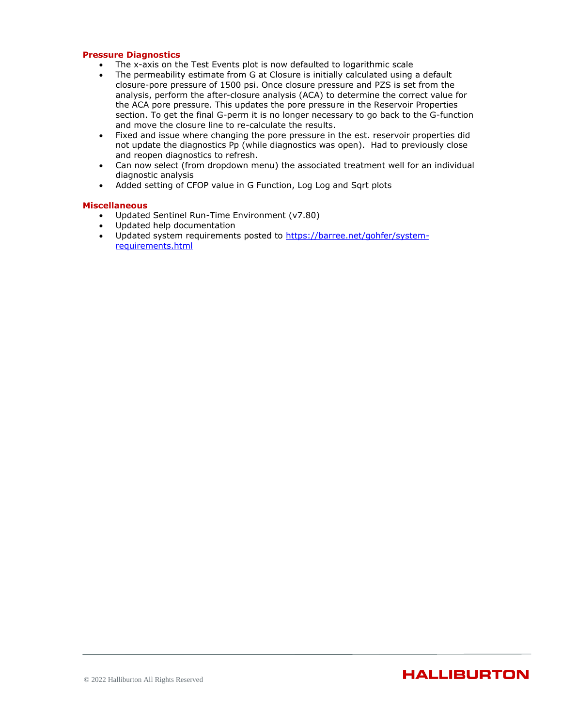### Pressure Diagnostics

- The x-axis on the Test Events plot is now defaulted to logarithmic scale
- The permeability estimate from G at Closure is initially calculated using a default closure-pore pressure of 1500 psi. Once closure pressure and PZS is set from the analysis, perform the after-closure analysis (ACA) to determine the correct value for the ACA pore pressure. This updates the pore pressure in the Reservoir Properties section. To get the final G-perm it is no longer necessary to go back to the G-function and move the closure line to re-calculate the results.
- Fixed and issue where changing the pore pressure in the est. reservoir properties did not update the diagnostics Pp (while diagnostics was open). Had to previously close and reopen diagnostics to refresh.
- Can now select (from dropdown menu) the associated treatment well for an individual diagnostic analysis
- Added setting of CFOP value in G Function, Log Log and Sqrt plots

### Miscellaneous

- Updated Sentinel Run-Time Environment (v7.80)
- Updated help documentation
- Updated system requirements posted to [https://barree.net/gohfer/system-requirements.html](https://barree.net/gohfer/system-requirements.html)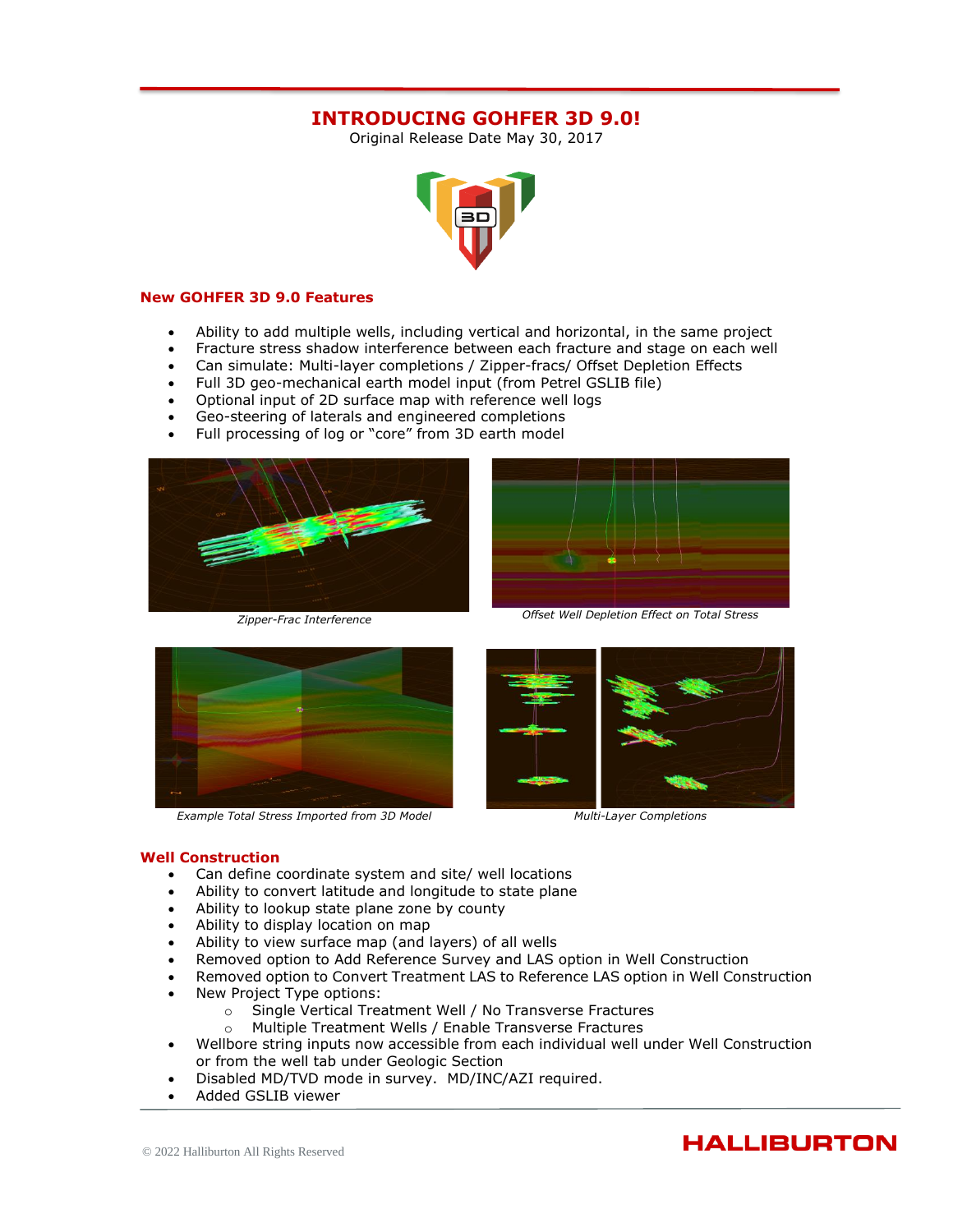# INTRODUCING GOHFER 3D 9.0!

Original Release Date May 30, 2017

## New GOHFER 3D 9.0 Features

- Ability to add multiple wells, including vertical and horizontal, in the same project
- Fracture stress shadow interference between each fracture and stage on each well
- Can simulate: Multi-layer completions / Zipper-fracs/ Offset Depletion Effects
- Full 3D geo-mechanical earth model input (from Petrel GSLIB file)
- Optional input of 2D surface map with reference well logs
- Geo-steering of laterals and engineered completions
- Full processing of log or "core" from 3D earth model

*Zipper-Frac Interference*

*Offset Well Depletion Effect on Total Stress*

*Example Total Stress Imported from 3D Model*

*Multi-Layer Completions*

## Well Construction

- Can define coordinate system and site/ well locations
- Ability to convert latitude and longitude to state plane
- Ability to lookup state plane zone by county
- Ability to display location on map
- Ability to view surface map (and layers) of all wells
- Removed option to Add Reference Survey and LAS option in Well Construction
- Removed option to Convert Treatment LAS to Reference LAS option in Well Construction
- New Project Type options:
  - Single Vertical Treatment Well / No Transverse Fractures
  - Multiple Treatment Wells / Enable Transverse Fractures
- Wellbore string inputs now accessible from each individual well under Well Construction or from the well tab under Geologic Section
- Disabled MD/TVD mode in survey. MD/INC/AZI required.
- Added GSLIB viewer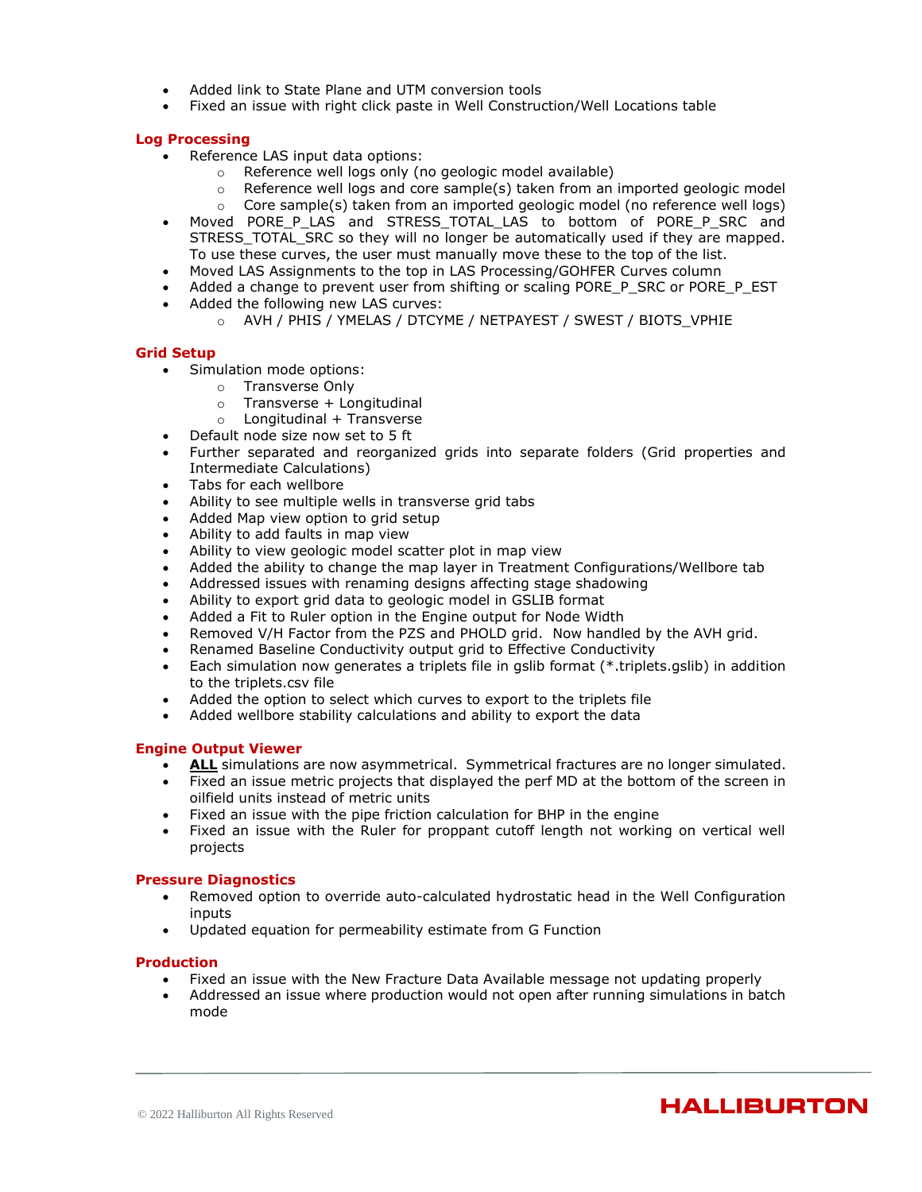- Added link to State Plane and UTM conversion tools
- Fixed an issue with right click paste in Well Construction/Well Locations table

### Log Processing

- Reference LAS input data options:
  - Reference well logs only (no geologic model available)
  - Reference well logs and core sample(s) taken from an imported geologic model
  - Core sample(s) taken from an imported geologic model (no reference well logs)
- Moved PORE_P_LAS and STRESS_TOTAL_LAS to bottom of PORE_P_SRC and STRESS_TOTAL_SRC so they will no longer be automatically used if they are mapped. To use these curves, the user must manually move these to the top of the list.
- Moved LAS Assignments to the top in LAS Processing/GOHFER Curves column
- Added a change to prevent user from shifting or scaling PORE_P_SRC or PORE_P_EST
- Added the following new LAS curves:
  - AVH / PHIS / YMELAS / DTCYME / NETPAYEST / SWEST / BIOTS_VPHIE

### Grid Setup

- Simulation mode options:
  - Transverse Only
  - Transverse + Longitudinal
  - Longitudinal + Transverse
- Default node size now set to 5 ft
- Further separated and reorganized grids into separate folders (Grid properties and Intermediate Calculations)
- Tabs for each wellbore
- Ability to see multiple wells in transverse grid tabs
- Added Map view option to grid setup
- Ability to add faults in map view
- Ability to view geologic model scatter plot in map view
- Added the ability to change the map layer in Treatment Configurations/Wellbore tab
- Addressed issues with renaming designs affecting stage shadowing
- Ability to export grid data to geologic model in GSLIB format
- Added a Fit to Ruler option in the Engine output for Node Width
- Removed V/H Factor from the PZS and PHOLD grid. Now handled by the AVH grid.
- Renamed Baseline Conductivity output grid to Effective Conductivity
- Each simulation now generates a triplets file in gslib format (*.triplets.gslib) in addition to the triplets.csv file
- Added the option to select which curves to export to the triplets file
- Added wellbore stability calculations and ability to export the data

### Engine Output Viewer

- **ALL** simulations are now asymmetrical. Symmetrical fractures are no longer simulated.
- Fixed an issue metric projects that displayed the perf MD at the bottom of the screen in oilfield units instead of metric units
- Fixed an issue with the pipe friction calculation for BHP in the engine
- Fixed an issue with the Ruler for proppant cutoff length not working on vertical well projects

### Pressure Diagnostics

- Removed option to override auto-calculated hydrostatic head in the Well Configuration inputs
- Updated equation for permeability estimate from G Function

### Production

- Fixed an issue with the New Fracture Data Available message not updating properly
- Addressed an issue where production would not open after running simulations in batch mode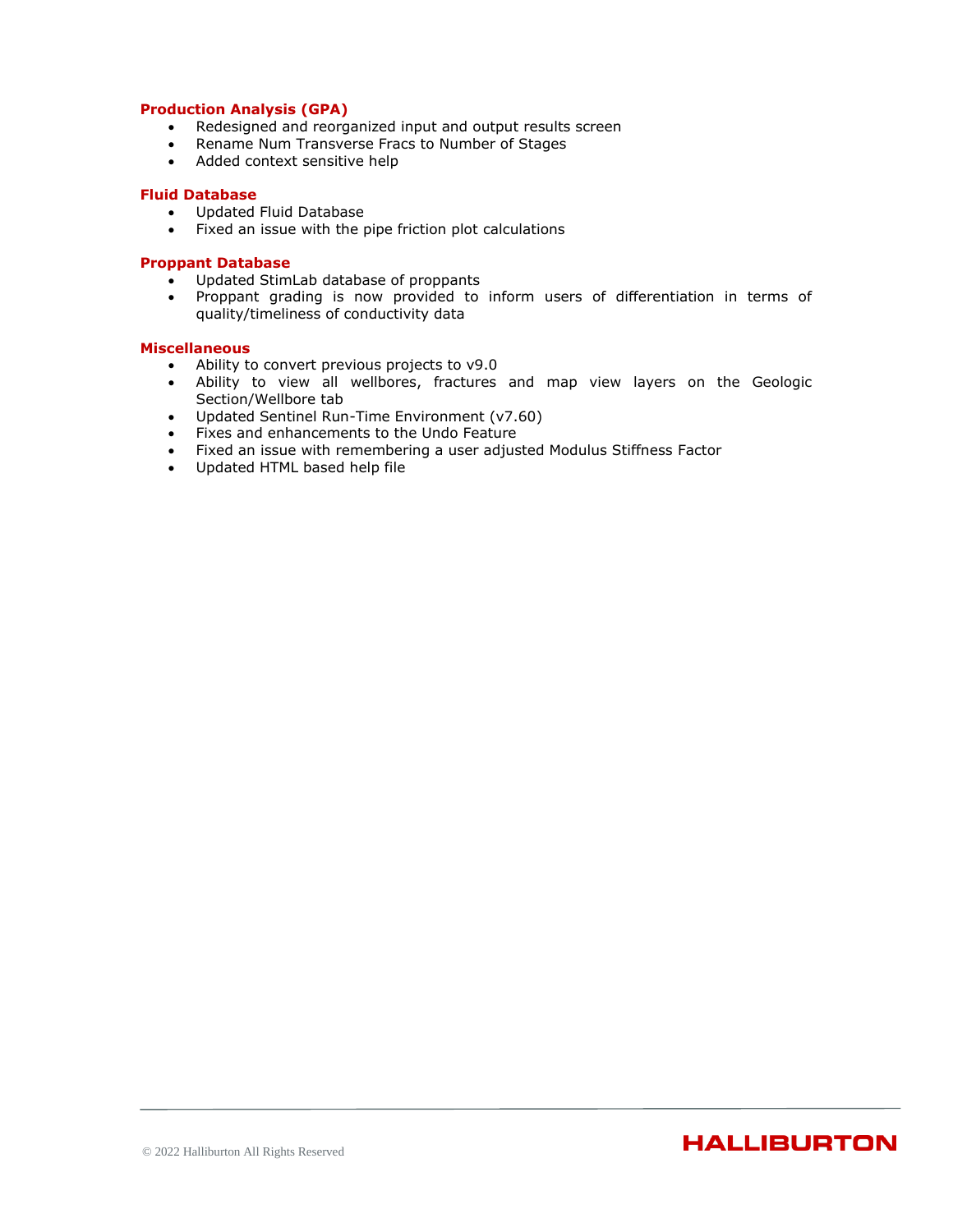### Production Analysis (GPA)

- Redesigned and reorganized input and output results screen
- Rename Num Transverse Fracs to Number of Stages
- Added context sensitive help

### Fluid Database

- Updated Fluid Database
- Fixed an issue with the pipe friction plot calculations

### Proppant Database

- Updated StimLab database of proppants
- Proppant grading is now provided to inform users of differentiation in terms of quality/timeliness of conductivity data

### Miscellaneous

- Ability to convert previous projects to v9.0
- Ability to view all wellbores, fractures and map view layers on the Geologic Section/Wellbore tab
- Updated Sentinel Run-Time Environment (v7.60)
- Fixes and enhancements to the Undo Feature
- Fixed an issue with remembering a user adjusted Modulus Stiffness Factor
- Updated HTML based help file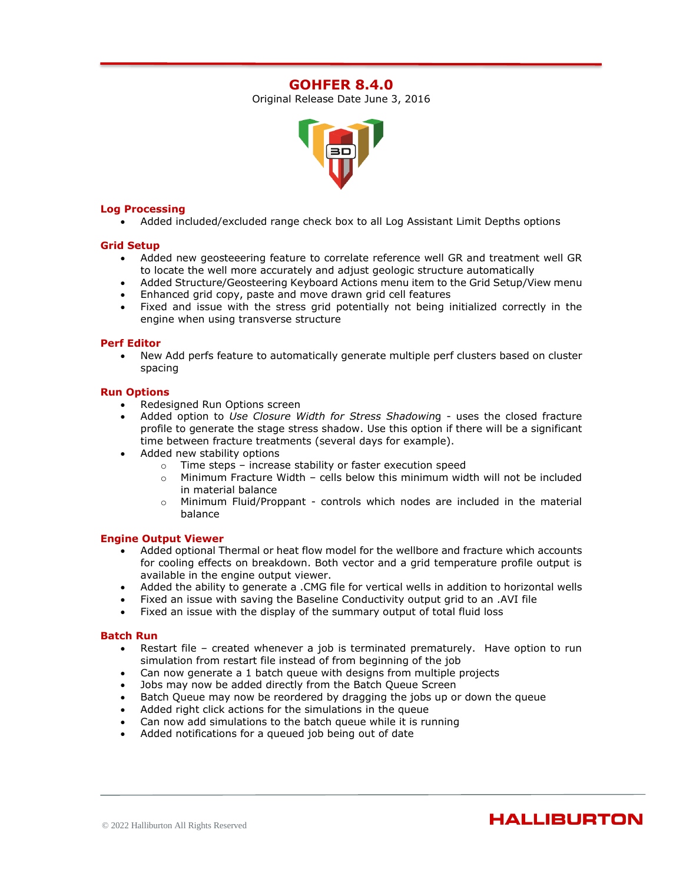# GOHFER 8.4.0

Original Release Date June 3, 2016

## Log Processing

- Added included/excluded range check box to all Log Assistant Limit Depths options

## Grid Setup

- Added new geosteeering feature to correlate reference well GR and treatment well GR to locate the well more accurately and adjust geologic structure automatically
- Added Structure/Geosteering Keyboard Actions menu item to the Grid Setup/View menu
- Enhanced grid copy, paste and move drawn grid cell features
- Fixed and issue with the stress grid potentially not being initialized correctly in the engine when using transverse structure

## Perf Editor

- New Add perfs feature to automatically generate multiple perf clusters based on cluster spacing

## Run Options

- Redesigned Run Options screen
- Added option to *Use Closure Width for Stress Shadowin*g - uses the closed fracture profile to generate the stage stress shadow. Use this option if there will be a significant time between fracture treatments (several days for example).
- Added new stability options
  - Time steps – increase stability or faster execution speed
  - Minimum Fracture Width – cells below this minimum width will not be included in material balance
  - Minimum Fluid/Proppant - controls which nodes are included in the material balance

## Engine Output Viewer

- Added optional Thermal or heat flow model for the wellbore and fracture which accounts for cooling effects on breakdown. Both vector and a grid temperature profile output is available in the engine output viewer.
- Added the ability to generate a .CMG file for vertical wells in addition to horizontal wells
- Fixed an issue with saving the Baseline Conductivity output grid to an .AVI file
- Fixed an issue with the display of the summary output of total fluid loss

## Batch Run

- Restart file – created whenever a job is terminated prematurely. Have option to run simulation from restart file instead of from beginning of the job
- Can now generate a 1 batch queue with designs from multiple projects
- Jobs may now be added directly from the Batch Queue Screen
- Batch Queue may now be reordered by dragging the jobs up or down the queue
- Added right click actions for the simulations in the queue
- Can now add simulations to the batch queue while it is running
- Added notifications for a queued job being out of date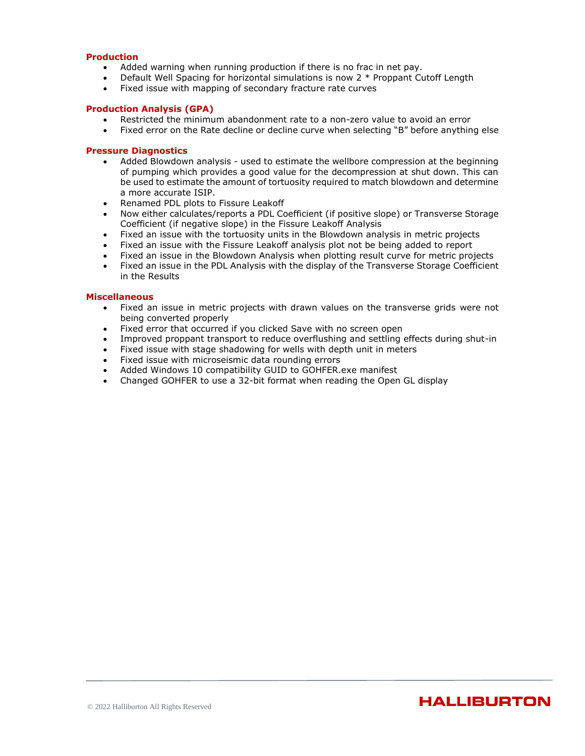### Production

- Added warning when running production if there is no frac in net pay.
- Default Well Spacing for horizontal simulations is now 2 * Proppant Cutoff Length
- Fixed issue with mapping of secondary fracture rate curves

### Production Analysis (GPA)

- Restricted the minimum abandonment rate to a non-zero value to avoid an error
- Fixed error on the Rate decline or decline curve when selecting "B" before anything else

### Pressure Diagnostics

- Added Blowdown analysis - used to estimate the wellbore compression at the beginning of pumping which provides a good value for the decompression at shut down. This can be used to estimate the amount of tortuosity required to match blowdown and determine a more accurate ISIP.
- Renamed PDL plots to Fissure Leakoff
- Now either calculates/reports a PDL Coefficient (if positive slope) or Transverse Storage Coefficient (if negative slope) in the Fissure Leakoff Analysis
- Fixed an issue with the tortuosity units in the Blowdown analysis in metric projects
- Fixed an issue with the Fissure Leakoff analysis plot not be being added to report
- Fixed an issue in the Blowdown Analysis when plotting result curve for metric projects
- Fixed an issue in the PDL Analysis with the display of the Transverse Storage Coefficient in the Results

### Miscellaneous

- Fixed an issue in metric projects with drawn values on the transverse grids were not being converted properly
- Fixed error that occurred if you clicked Save with no screen open
- Improved proppant transport to reduce overflushing and settling effects during shut-in
- Fixed issue with stage shadowing for wells with depth unit in meters
- Fixed issue with microseismic data rounding errors
- Added Windows 10 compatibility GUID to GOHFER.exe manifest
- Changed GOHFER to use a 32-bit format when reading the Open GL display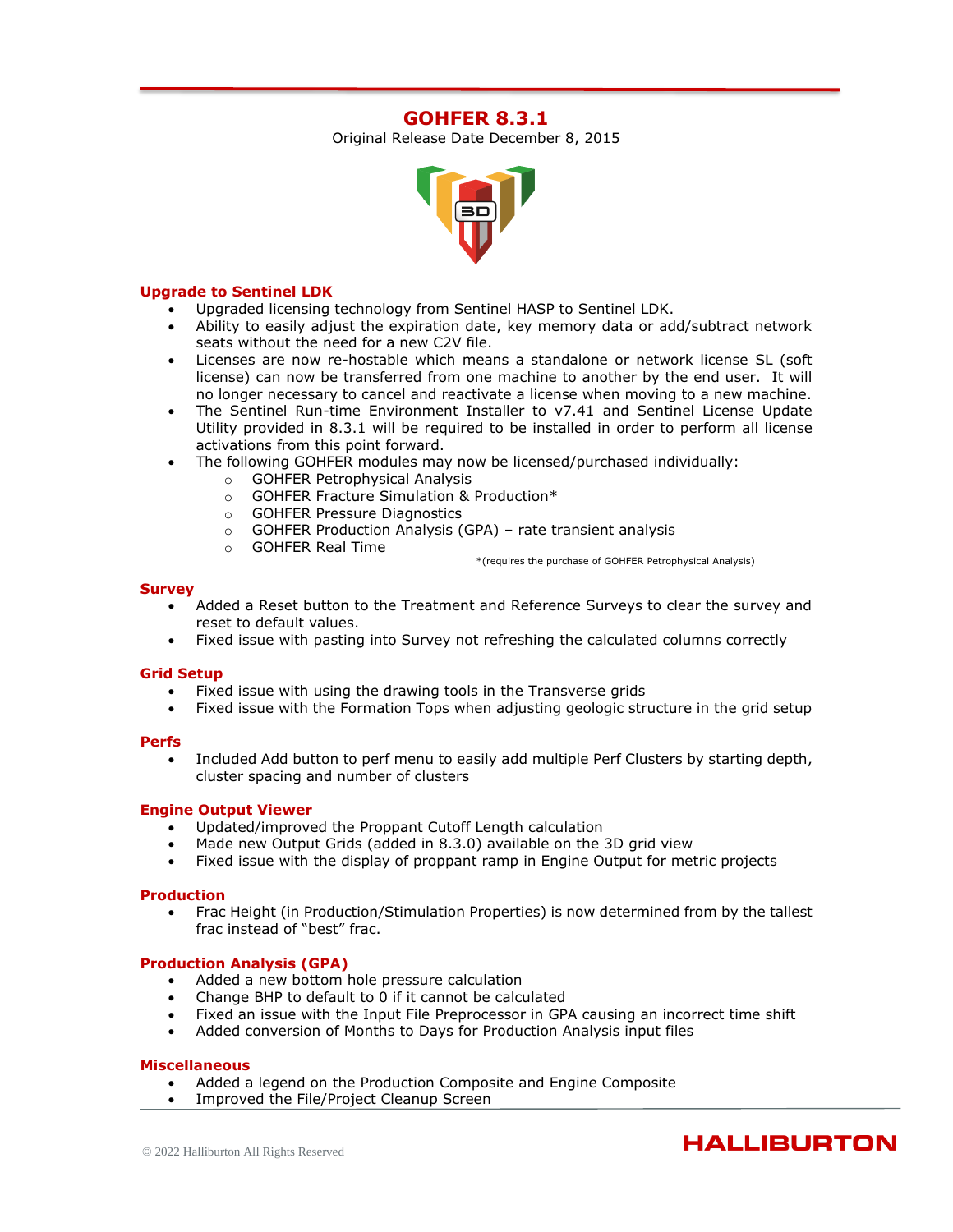# GOHFER 8.3.1

Original Release Date December 8, 2015

## Upgrade to Sentinel LDK

- Upgraded licensing technology from Sentinel HASP to Sentinel LDK.
- Ability to easily adjust the expiration date, key memory data or add/subtract network seats without the need for a new C2V file.
- Licenses are now re-hostable which means a standalone or network license SL (soft license) can now be transferred from one machine to another by the end user. It will no longer necessary to cancel and reactivate a license when moving to a new machine.
- The Sentinel Run-time Environment Installer to v7.41 and Sentinel License Update Utility provided in 8.3.1 will be required to be installed in order to perform all license activations from this point forward.
- The following GOHFER modules may now be licensed/purchased individually:
  - GOHFER Petrophysical Analysis
  - GOHFER Fracture Simulation & Production*
  - GOHFER Pressure Diagnostics
  - GOHFER Production Analysis (GPA) – rate transient analysis
  - GOHFER Real Time

*(requires the purchase of GOHFER Petrophysical Analysis)

## Survey

- Added a Reset button to the Treatment and Reference Surveys to clear the survey and reset to default values.
- Fixed issue with pasting into Survey not refreshing the calculated columns correctly

## Grid Setup

- Fixed issue with using the drawing tools in the Transverse grids
- Fixed issue with the Formation Tops when adjusting geologic structure in the grid setup

## Perfs

- Included Add button to perf menu to easily add multiple Perf Clusters by starting depth, cluster spacing and number of clusters

## Engine Output Viewer

- Updated/improved the Proppant Cutoff Length calculation
- Made new Output Grids (added in 8.3.0) available on the 3D grid view
- Fixed issue with the display of proppant ramp in Engine Output for metric projects

## Production

- Frac Height (in Production/Stimulation Properties) is now determined from by the tallest frac instead of "best" frac.

## Production Analysis (GPA)

- Added a new bottom hole pressure calculation
- Change BHP to default to 0 if it cannot be calculated
- Fixed an issue with the Input File Preprocessor in GPA causing an incorrect time shift
- Added conversion of Months to Days for Production Analysis input files

## Miscellaneous

- Added a legend on the Production Composite and Engine Composite
- Improved the File/Project Cleanup Screen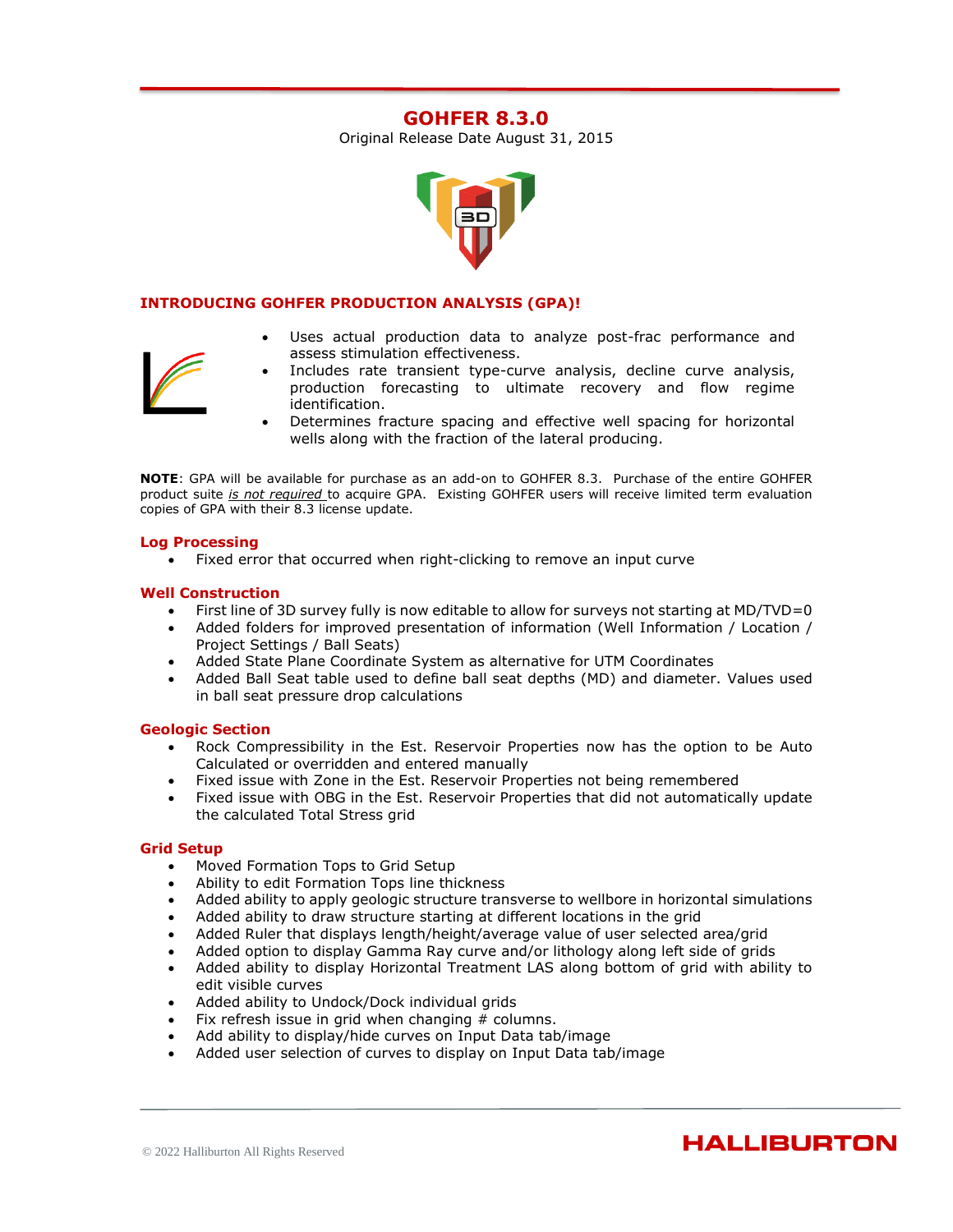# GOHFER 8.3.0

Original Release Date August 31, 2015

## INTRODUCING GOHFER PRODUCTION ANALYSIS (GPA)!

- Uses actual production data to analyze post-frac performance and assess stimulation effectiveness.
- Includes rate transient type-curve analysis, decline curve analysis, production forecasting to ultimate recovery and flow regime identification.
- Determines fracture spacing and effective well spacing for horizontal wells along with the fraction of the lateral producing.

**NOTE**: GPA will be available for purchase as an add-on to GOHFER 8.3. Purchase of the entire GOHFER product suite ***is not required*** to acquire GPA. Existing GOHFER users will receive limited term evaluation copies of GPA with their 8.3 license update.

### Log Processing

- Fixed error that occurred when right-clicking to remove an input curve

### Well Construction

- First line of 3D survey fully is now editable to allow for surveys not starting at MD/TVD=0
- Added folders for improved presentation of information (Well Information / Location / Project Settings / Ball Seats)
- Added State Plane Coordinate System as alternative for UTM Coordinates
- Added Ball Seat table used to define ball seat depths (MD) and diameter. Values used in ball seat pressure drop calculations

### Geologic Section

- Rock Compressibility in the Est. Reservoir Properties now has the option to be Auto Calculated or overridden and entered manually
- Fixed issue with Zone in the Est. Reservoir Properties not being remembered
- Fixed issue with OBG in the Est. Reservoir Properties that did not automatically update the calculated Total Stress grid

### Grid Setup

- Moved Formation Tops to Grid Setup
- Ability to edit Formation Tops line thickness
- Added ability to apply geologic structure transverse to wellbore in horizontal simulations
- Added ability to draw structure starting at different locations in the grid
- Added Ruler that displays length/height/average value of user selected area/grid
- Added option to display Gamma Ray curve and/or lithology along left side of grids
- Added ability to display Horizontal Treatment LAS along bottom of grid with ability to edit visible curves
- Added ability to Undock/Dock individual grids
- Fix refresh issue in grid when changing # columns.
- Add ability to display/hide curves on Input Data tab/image
- Added user selection of curves to display on Input Data tab/image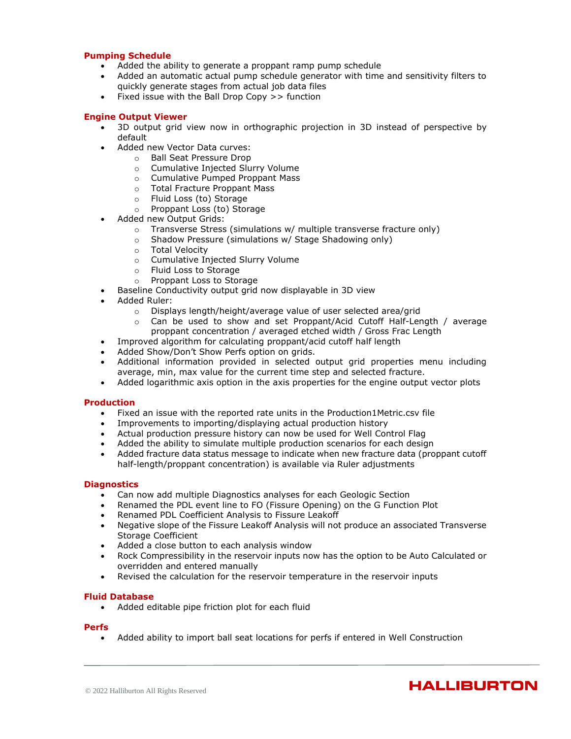### Pumping Schedule

- Added the ability to generate a proppant ramp pump schedule
- Added an automatic actual pump schedule generator with time and sensitivity filters to quickly generate stages from actual job data files
- Fixed issue with the Ball Drop Copy >> function

### Engine Output Viewer

- 3D output grid view now in orthographic projection in 3D instead of perspective by default
- Added new Vector Data curves:
  - Ball Seat Pressure Drop
  - Cumulative Injected Slurry Volume
  - Cumulative Pumped Proppant Mass
  - Total Fracture Proppant Mass
  - Fluid Loss (to) Storage
  - Proppant Loss (to) Storage
- Added new Output Grids:
  - Transverse Stress (simulations w/ multiple transverse fracture only)
  - Shadow Pressure (simulations w/ Stage Shadowing only)
  - Total Velocity
  - Cumulative Injected Slurry Volume
  - Fluid Loss to Storage
  - Proppant Loss to Storage
- Baseline Conductivity output grid now displayable in 3D view
- Added Ruler:
  - Displays length/height/average value of user selected area/grid
  - Can be used to show and set Proppant/Acid Cutoff Half-Length / average proppant concentration / averaged etched width / Gross Frac Length
- Improved algorithm for calculating proppant/acid cutoff half length
- Added Show/Don't Show Perfs option on grids.
- Additional information provided in selected output grid properties menu including average, min, max value for the current time step and selected fracture.
- Added logarithmic axis option in the axis properties for the engine output vector plots

### Production

- Fixed an issue with the reported rate units in the Production1Metric.csv file
- Improvements to importing/displaying actual production history
- Actual production pressure history can now be used for Well Control Flag
- Added the ability to simulate multiple production scenarios for each design
- Added fracture data status message to indicate when new fracture data (proppant cutoff half-length/proppant concentration) is available via Ruler adjustments

### Diagnostics

- Can now add multiple Diagnostics analyses for each Geologic Section
- Renamed the PDL event line to FO (Fissure Opening) on the G Function Plot
- Renamed PDL Coefficient Analysis to Fissure Leakoff
- Negative slope of the Fissure Leakoff Analysis will not produce an associated Transverse Storage Coefficient
- Added a close button to each analysis window
- Rock Compressibility in the reservoir inputs now has the option to be Auto Calculated or overridden and entered manually
- Revised the calculation for the reservoir temperature in the reservoir inputs

### Fluid Database

- Added editable pipe friction plot for each fluid

### Perfs

- Added ability to import ball seat locations for perfs if entered in Well Construction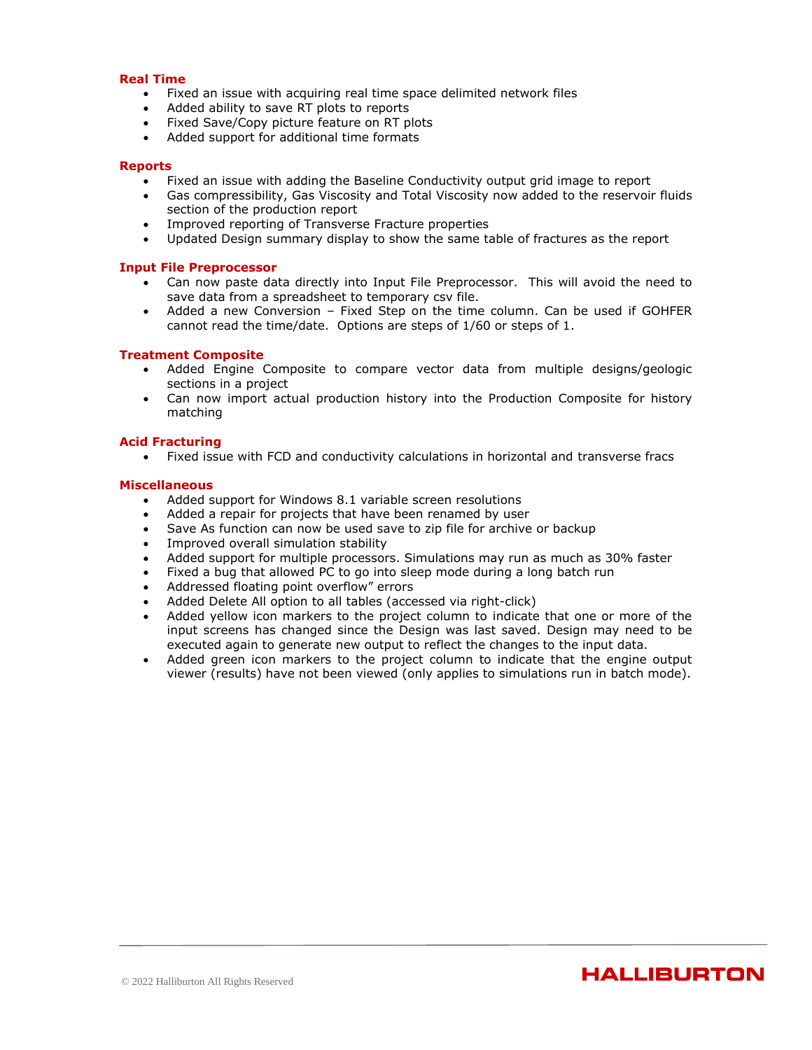### Real Time

- Fixed an issue with acquiring real time space delimited network files
- Added ability to save RT plots to reports
- Fixed Save/Copy picture feature on RT plots
- Added support for additional time formats

### Reports

- Fixed an issue with adding the Baseline Conductivity output grid image to report
- Gas compressibility, Gas Viscosity and Total Viscosity now added to the reservoir fluids section of the production report
- Improved reporting of Transverse Fracture properties
- Updated Design summary display to show the same table of fractures as the report

### Input File Preprocessor

- Can now paste data directly into Input File Preprocessor. This will avoid the need to save data from a spreadsheet to temporary csv file.
- Added a new Conversion – Fixed Step on the time column. Can be used if GOHFER cannot read the time/date. Options are steps of 1/60 or steps of 1.

### Treatment Composite

- Added Engine Composite to compare vector data from multiple designs/geologic sections in a project
- Can now import actual production history into the Production Composite for history matching

### Acid Fracturing

- Fixed issue with FCD and conductivity calculations in horizontal and transverse fracs

### Miscellaneous

- Added support for Windows 8.1 variable screen resolutions
- Added a repair for projects that have been renamed by user
- Save As function can now be used save to zip file for archive or backup
- Improved overall simulation stability
- Added support for multiple processors. Simulations may run as much as 30% faster
- Fixed a bug that allowed PC to go into sleep mode during a long batch run
- Addressed floating point overflow” errors
- Added Delete All option to all tables (accessed via right-click)
- Added yellow icon markers to the project column to indicate that one or more of the input screens has changed since the Design was last saved. Design may need to be executed again to generate new output to reflect the changes to the input data.
- Added green icon markers to the project column to indicate that the engine output viewer (results) have not been viewed (only applies to simulations run in batch mode).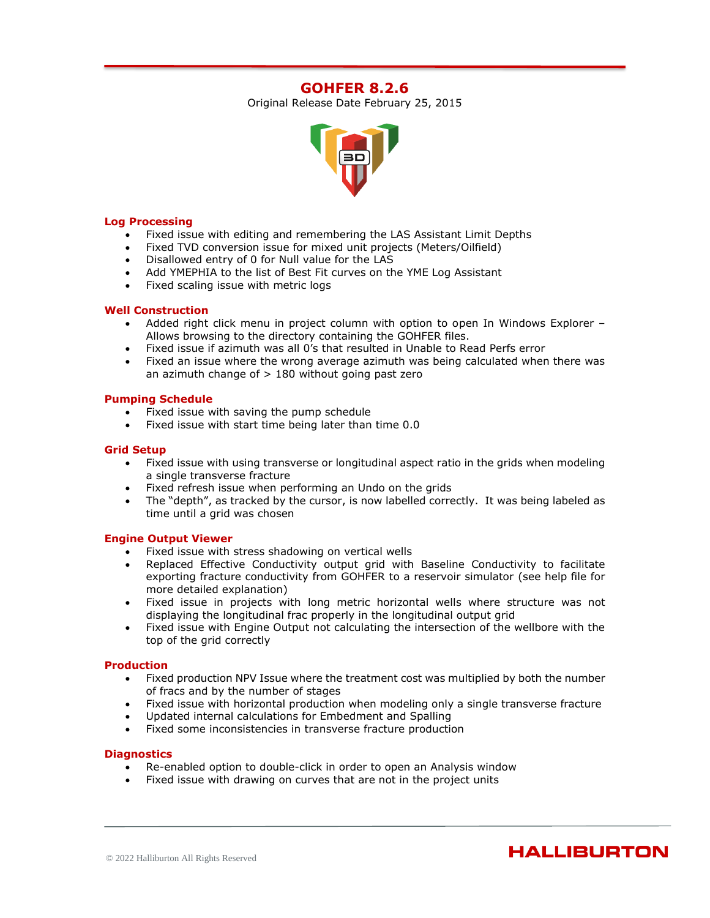# GOHFER 8.2.6

Original Release Date February 25, 2015

## Log Processing

- Fixed issue with editing and remembering the LAS Assistant Limit Depths
- Fixed TVD conversion issue for mixed unit projects (Meters/Oilfield)
- Disallowed entry of 0 for Null value for the LAS
- Add YMEPHIA to the list of Best Fit curves on the YME Log Assistant
- Fixed scaling issue with metric logs

## Well Construction

- Added right click menu in project column with option to open In Windows Explorer – Allows browsing to the directory containing the GOHFER files.
- Fixed issue if azimuth was all 0's that resulted in Unable to Read Perfs error
- Fixed an issue where the wrong average azimuth was being calculated when there was an azimuth change of > 180 without going past zero

## Pumping Schedule

- Fixed issue with saving the pump schedule
- Fixed issue with start time being later than time 0.0

## Grid Setup

- Fixed issue with using transverse or longitudinal aspect ratio in the grids when modeling a single transverse fracture
- Fixed refresh issue when performing an Undo on the grids
- The "depth", as tracked by the cursor, is now labelled correctly. It was being labeled as time until a grid was chosen

## Engine Output Viewer

- Fixed issue with stress shadowing on vertical wells
- Replaced Effective Conductivity output grid with Baseline Conductivity to facilitate exporting fracture conductivity from GOHFER to a reservoir simulator (see help file for more detailed explanation)
- Fixed issue in projects with long metric horizontal wells where structure was not displaying the longitudinal frac properly in the longitudinal output grid
- Fixed issue with Engine Output not calculating the intersection of the wellbore with the top of the grid correctly

## Production

- Fixed production NPV Issue where the treatment cost was multiplied by both the number of fracs and by the number of stages
- Fixed issue with horizontal production when modeling only a single transverse fracture
- Updated internal calculations for Embedment and Spalling
- Fixed some inconsistencies in transverse fracture production

## Diagnostics

- Re-enabled option to double-click in order to open an Analysis window
- Fixed issue with drawing on curves that are not in the project units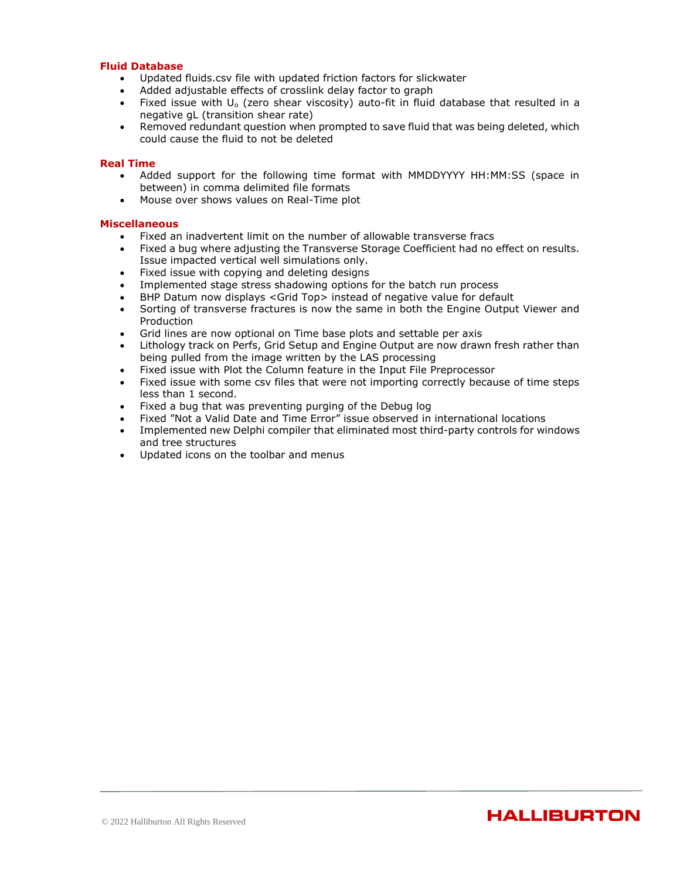### Fluid Database

- Updated fluids.csv file with updated friction factors for slickwater
- Added adjustable effects of crosslink delay factor to graph
- Fixed issue with $U_o$ (zero shear viscosity) auto-fit in fluid database that resulted in a negative gL (transition shear rate)
- Removed redundant question when prompted to save fluid that was being deleted, which could cause the fluid to not be deleted

### Real Time

- Added support for the following time format with MMDDYYYY HH:MM:SS (space in between) in comma delimited file formats
- Mouse over shows values on Real-Time plot

### Miscellaneous

- Fixed an inadvertent limit on the number of allowable transverse fracs
- Fixed a bug where adjusting the Transverse Storage Coefficient had no effect on results. Issue impacted vertical well simulations only.
- Fixed issue with copying and deleting designs
- Implemented stage stress shadowing options for the batch run process
- BHP Datum now displays <Grid Top> instead of negative value for default
- Sorting of transverse fractures is now the same in both the Engine Output Viewer and Production
- Grid lines are now optional on Time base plots and settable per axis
- Lithology track on Perfs, Grid Setup and Engine Output are now drawn fresh rather than being pulled from the image written by the LAS processing
- Fixed issue with Plot the Column feature in the Input File Preprocessor
- Fixed issue with some csv files that were not importing correctly because of time steps less than 1 second.
- Fixed a bug that was preventing purging of the Debug log
- Fixed "Not a Valid Date and Time Error" issue observed in international locations
- Implemented new Delphi compiler that eliminated most third-party controls for windows and tree structures
- Updated icons on the toolbar and menus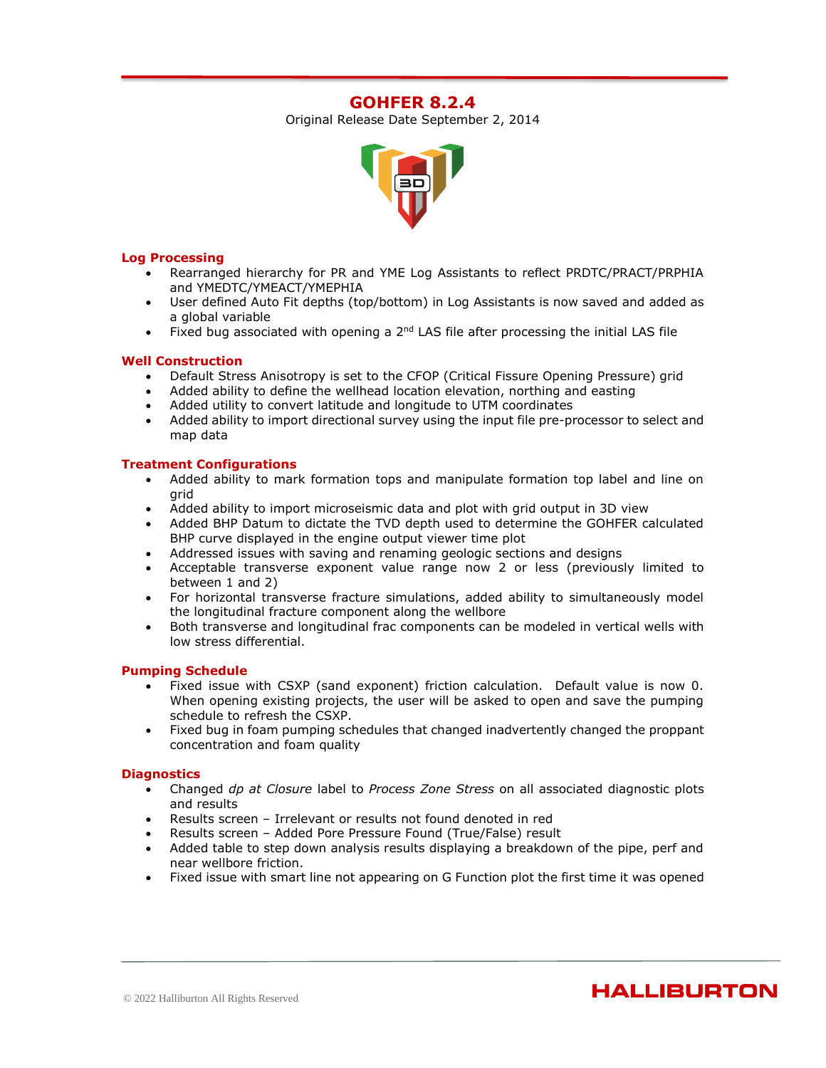# GOHFER 8.2.4

Original Release Date September 2, 2014

## Log Processing

- Rearranged hierarchy for PR and YME Log Assistants to reflect PRDTC/PRACT/PRPHIA and YMEDTC/YMEACT/YMEPHIA
- User defined Auto Fit depths (top/bottom) in Log Assistants is now saved and added as a global variable
- Fixed bug associated with opening a 2nd LAS file after processing the initial LAS file

## Well Construction

- Default Stress Anisotropy is set to the CFOP (Critical Fissure Opening Pressure) grid
- Added ability to define the wellhead location elevation, northing and easting
- Added utility to convert latitude and longitude to UTM coordinates
- Added ability to import directional survey using the input file pre-processor to select and map data

## Treatment Configurations

- Added ability to mark formation tops and manipulate formation top label and line on grid
- Added ability to import microseismic data and plot with grid output in 3D view
- Added BHP Datum to dictate the TVD depth used to determine the GOHFER calculated BHP curve displayed in the engine output viewer time plot
- Addressed issues with saving and renaming geologic sections and designs
- Acceptable transverse exponent value range now 2 or less (previously limited to between 1 and 2)
- For horizontal transverse fracture simulations, added ability to simultaneously model the longitudinal fracture component along the wellbore
- Both transverse and longitudinal frac components can be modeled in vertical wells with low stress differential.

## Pumping Schedule

- Fixed issue with CSXP (sand exponent) friction calculation. Default value is now 0. When opening existing projects, the user will be asked to open and save the pumping schedule to refresh the CSXP.
- Fixed bug in foam pumping schedules that changed inadvertently changed the proppant concentration and foam quality

## Diagnostics

- Changed *dp at Closure* label to *Process Zone Stress* on all associated diagnostic plots and results
- Results screen – Irrelevant or results not found denoted in red
- Results screen – Added Pore Pressure Found (True/False) result
- Added table to step down analysis results displaying a breakdown of the pipe, perf and near wellbore friction.
- Fixed issue with smart line not appearing on G Function plot the first time it was opened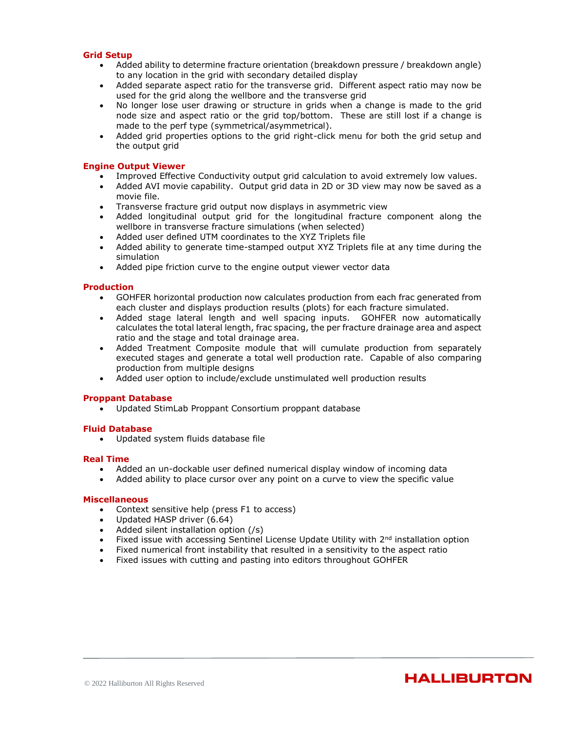### Grid Setup

- Added ability to determine fracture orientation (breakdown pressure / breakdown angle) to any location in the grid with secondary detailed display
- Added separate aspect ratio for the transverse grid. Different aspect ratio may now be used for the grid along the wellbore and the transverse grid
- No longer lose user drawing or structure in grids when a change is made to the grid node size and aspect ratio or the grid top/bottom. These are still lost if a change is made to the perf type (symmetrical/asymmetrical).
- Added grid properties options to the grid right-click menu for both the grid setup and the output grid

### Engine Output Viewer

- Improved Effective Conductivity output grid calculation to avoid extremely low values.
- Added AVI movie capability. Output grid data in 2D or 3D view may now be saved as a movie file.
- Transverse fracture grid output now displays in asymmetric view
- Added longitudinal output grid for the longitudinal fracture component along the wellbore in transverse fracture simulations (when selected)
- Added user defined UTM coordinates to the XYZ Triplets file
- Added ability to generate time-stamped output XYZ Triplets file at any time during the simulation
- Added pipe friction curve to the engine output viewer vector data

### Production

- GOHFER horizontal production now calculates production from each frac generated from each cluster and displays production results (plots) for each fracture simulated.
- Added stage lateral length and well spacing inputs. GOHFER now automatically calculates the total lateral length, frac spacing, the per fracture drainage area and aspect ratio and the stage and total drainage area.
- Added Treatment Composite module that will cumulate production from separately executed stages and generate a total well production rate. Capable of also comparing production from multiple designs
- Added user option to include/exclude unstimulated well production results

### Proppant Database

- Updated StimLab Proppant Consortium proppant database

### Fluid Database

- Updated system fluids database file

### Real Time

- Added an un-dockable user defined numerical display window of incoming data
- Added ability to place cursor over any point on a curve to view the specific value

### Miscellaneous

- Context sensitive help (press F1 to access)
- Updated HASP driver (6.64)
- Added silent installation option (/s)
- Fixed issue with accessing Sentinel License Update Utility with 2nd installation option
- Fixed numerical front instability that resulted in a sensitivity to the aspect ratio
- Fixed issues with cutting and pasting into editors throughout GOHFER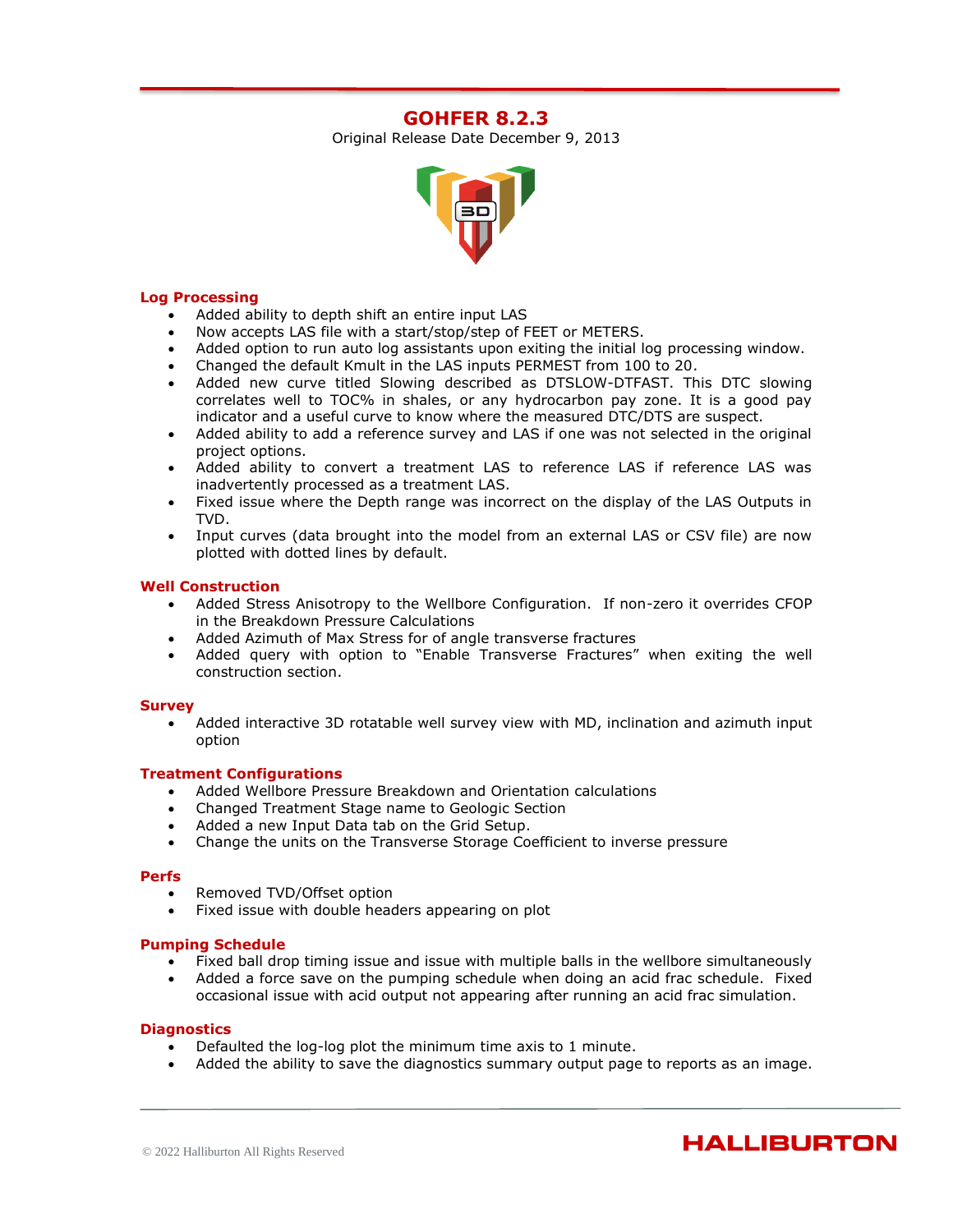# GOHFER 8.2.3

Original Release Date December 9, 2013

## Log Processing

- Added ability to depth shift an entire input LAS
- Now accepts LAS file with a start/stop/step of FEET or METERS.
- Added option to run auto log assistants upon exiting the initial log processing window.
- Changed the default Kmult in the LAS inputs PERMEST from 100 to 20.
- Added new curve titled Slowing described as DTSLOW-DTFAST. This DTC slowing correlates well to TOC% in shales, or any hydrocarbon pay zone. It is a good pay indicator and a useful curve to know where the measured DTC/DTS are suspect.
- Added ability to add a reference survey and LAS if one was not selected in the original project options.
- Added ability to convert a treatment LAS to reference LAS if reference LAS was inadvertently processed as a treatment LAS.
- Fixed issue where the Depth range was incorrect on the display of the LAS Outputs in TVD.
- Input curves (data brought into the model from an external LAS or CSV file) are now plotted with dotted lines by default.

## Well Construction

- Added Stress Anisotropy to the Wellbore Configuration. If non-zero it overrides CFOP in the Breakdown Pressure Calculations
- Added Azimuth of Max Stress for of angle transverse fractures
- Added query with option to "Enable Transverse Fractures" when exiting the well construction section.

## Survey

- Added interactive 3D rotatable well survey view with MD, inclination and azimuth input option

## Treatment Configurations

- Added Wellbore Pressure Breakdown and Orientation calculations
- Changed Treatment Stage name to Geologic Section
- Added a new Input Data tab on the Grid Setup.
- Change the units on the Transverse Storage Coefficient to inverse pressure

## Perfs

- Removed TVD/Offset option
- Fixed issue with double headers appearing on plot

## Pumping Schedule

- Fixed ball drop timing issue and issue with multiple balls in the wellbore simultaneously
- Added a force save on the pumping schedule when doing an acid frac schedule. Fixed occasional issue with acid output not appearing after running an acid frac simulation.

## Diagnostics

- Defaulted the log-log plot the minimum time axis to 1 minute.
- Added the ability to save the diagnostics summary output page to reports as an image.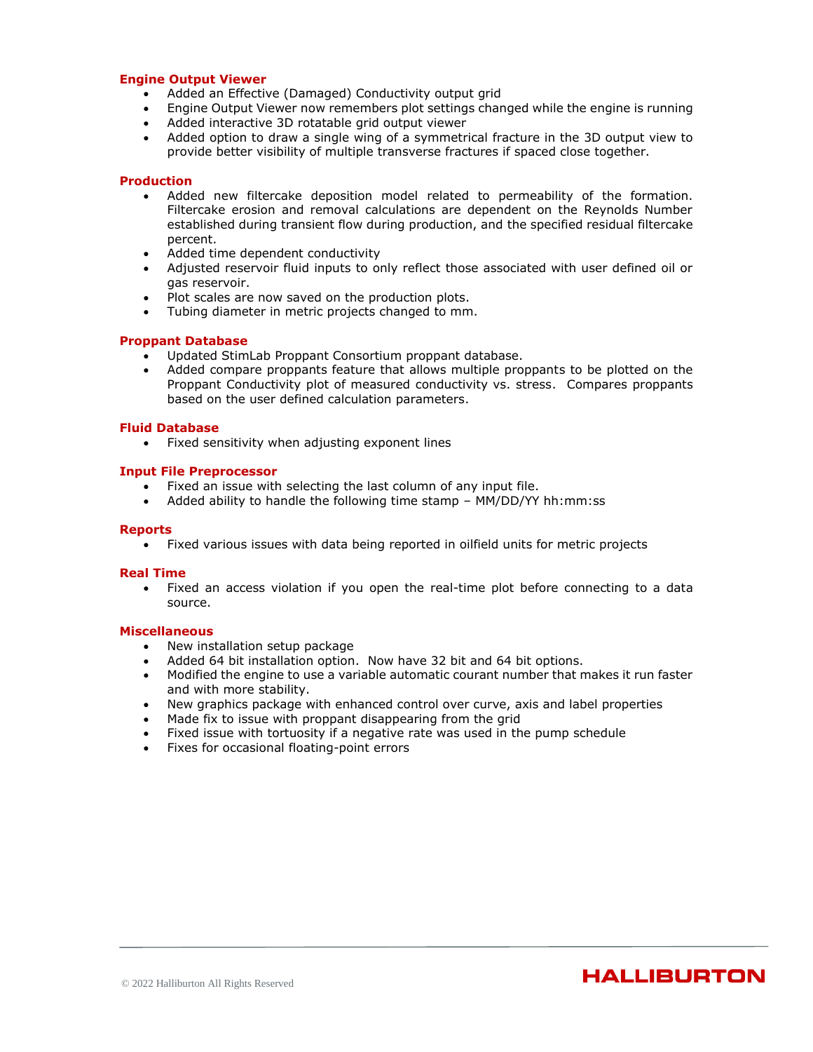### Engine Output Viewer

- Added an Effective (Damaged) Conductivity output grid
- Engine Output Viewer now remembers plot settings changed while the engine is running
- Added interactive 3D rotatable grid output viewer
- Added option to draw a single wing of a symmetrical fracture in the 3D output view to provide better visibility of multiple transverse fractures if spaced close together.

### Production

- Added new filtercake deposition model related to permeability of the formation. Filtercake erosion and removal calculations are dependent on the Reynolds Number established during transient flow during production, and the specified residual filtercake percent.
- Added time dependent conductivity
- Adjusted reservoir fluid inputs to only reflect those associated with user defined oil or gas reservoir.
- Plot scales are now saved on the production plots.
- Tubing diameter in metric projects changed to mm.

### Proppant Database

- Updated StimLab Proppant Consortium proppant database.
- Added compare proppants feature that allows multiple proppants to be plotted on the Proppant Conductivity plot of measured conductivity vs. stress. Compares proppants based on the user defined calculation parameters.

### Fluid Database

- Fixed sensitivity when adjusting exponent lines

### Input File Preprocessor

- Fixed an issue with selecting the last column of any input file.
- Added ability to handle the following time stamp – MM/DD/YY hh:mm:ss

### Reports

- Fixed various issues with data being reported in oilfield units for metric projects

### Real Time

- Fixed an access violation if you open the real-time plot before connecting to a data source.

### Miscellaneous

- New installation setup package
- Added 64 bit installation option. Now have 32 bit and 64 bit options.
- Modified the engine to use a variable automatic courant number that makes it run faster and with more stability.
- New graphics package with enhanced control over curve, axis and label properties
- Made fix to issue with proppant disappearing from the grid
- Fixed issue with tortuosity if a negative rate was used in the pump schedule
- Fixes for occasional floating-point errors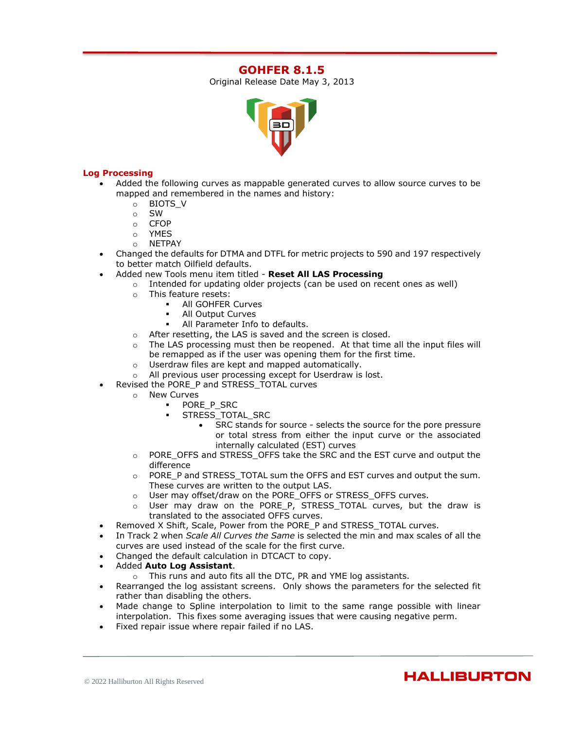# GOHFER 8.1.5

Original Release Date May 3, 2013

## Log Processing

- Added the following curves as mappable generated curves to allow source curves to be mapped and remembered in the names and history:
  - BIOTS_V
  - SW
  - CFOP
  - YMES
  - NETPAY
- Changed the defaults for DTMA and DTFL for metric projects to 590 and 197 respectively to better match Oilfield defaults.
- Added new Tools menu item titled - **Reset All LAS Processing**
  - Intended for updating older projects (can be used on recent ones as well)
  - This feature resets:
    - All GOHFER Curves
    - All Output Curves
    - All Parameter Info to defaults.
  - After resetting, the LAS is saved and the screen is closed.
  - The LAS processing must then be reopened. At that time all the input files will be remapped as if the user was opening them for the first time.
  - Userdraw files are kept and mapped automatically.
  - All previous user processing except for Userdraw is lost.
- Revised the PORE_P and STRESS_TOTAL curves
  - New Curves
    - PORE_P_SRC
    - STRESS_TOTAL_SRC
      - SRC stands for source - selects the source for the pore pressure or total stress from either the input curve or the associated internally calculated (EST) curves
  - PORE_OFFS and STRESS_OFFS take the SRC and the EST curve and output the difference
  - PORE_P and STRESS_TOTAL sum the OFFS and EST curves and output the sum. These curves are written to the output LAS.
  - User may offset/draw on the PORE_OFFS or STRESS_OFFS curves.
  - User may draw on the PORE_P, STRESS_TOTAL curves, but the draw is translated to the associated OFFS curves.
- Removed X Shift, Scale, Power from the PORE_P and STRESS_TOTAL curves.
- In Track 2 when *Scale All Curves the Same* is selected the min and max scales of all the curves are used instead of the scale for the first curve.
- Changed the default calculation in DTCACT to copy.
- Added **Auto Log Assistant**.
  - This runs and auto fits all the DTC, PR and YME log assistants.
- Rearranged the log assistant screens. Only shows the parameters for the selected fit rather than disabling the others.
- Made change to Spline interpolation to limit to the same range possible with linear interpolation. This fixes some averaging issues that were causing negative perm.
- Fixed repair issue where repair failed if no LAS.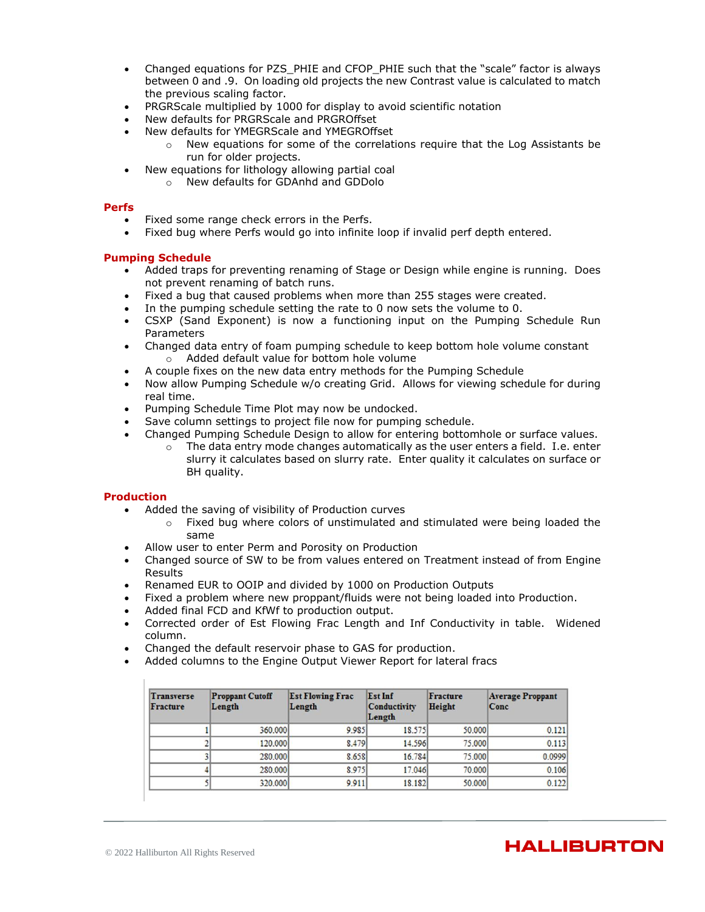- Changed equations for PZS_PHIE and CFOP_PHIE such that the "scale" factor is always between 0 and .9. On loading old projects the new Contrast value is calculated to match the previous scaling factor.
- PRGRScale multiplied by 1000 for display to avoid scientific notation
- New defaults for PRGRScale and PRGROffset
- New defaults for YMEGRScale and YMEGROffset
  - New equations for some of the correlations require that the Log Assistants be run for older projects.
- New equations for lithology allowing partial coal
  - New defaults for GDAnhd and GDDolo

### Perfs

- Fixed some range check errors in the Perfs.
- Fixed bug where Perfs would go into infinite loop if invalid perf depth entered.

### Pumping Schedule

- Added traps for preventing renaming of Stage or Design while engine is running. Does not prevent renaming of batch runs.
- Fixed a bug that caused problems when more than 255 stages were created.
- In the pumping schedule setting the rate to 0 now sets the volume to 0.
- CSXP (Sand Exponent) is now a functioning input on the Pumping Schedule Run Parameters
- Changed data entry of foam pumping schedule to keep bottom hole volume constant
  - Added default value for bottom hole volume
- A couple fixes on the new data entry methods for the Pumping Schedule
- Now allow Pumping Schedule w/o creating Grid. Allows for viewing schedule for during real time.
- Pumping Schedule Time Plot may now be undocked.
- Save column settings to project file now for pumping schedule.
- Changed Pumping Schedule Design to allow for entering bottomhole or surface values.
  - The data entry mode changes automatically as the user enters a field. I.e. enter slurry it calculates based on slurry rate. Enter quality it calculates on surface or BH quality.

### Production

- Added the saving of visibility of Production curves
  - Fixed bug where colors of unstimulated and stimulated were being loaded the same
- Allow user to enter Perm and Porosity on Production
- Changed source of SW to be from values entered on Treatment instead of from Engine Results
- Renamed EUR to OOIP and divided by 1000 on Production Outputs
- Fixed a problem where new proppant/fluids were not being loaded into Production.
- Added final FCD and KfWf to production output.
- Corrected order of Est Flowing Frac Length and Inf Conductivity in table. Widened column.
- Changed the default reservoir phase to GAS for production.
- Added columns to the Engine Output Viewer Report for lateral fracs

| Transverse Fracture | Proppant Cutoff Length | Est Flowing Frac Length | Est Inf Conductivity Length | Fracture Height | Average Proppant Conc |
|---|---|---|---|---|---|
| 1 | 360.000 | 9.985 | 18.575 | 50.000 | 0.121 |
| 2 | 120.000 | 8.479 | 14.596 | 75.000 | 0.113 |
| 3 | 280.000 | 8.658 | 16.784 | 75.000 | 0.0999 |
| 4 | 280.000 | 8.975 | 17.046 | 70.000 | 0.106 |
| 5 | 320.000 | 9.911 | 18.182 | 50.000 | 0.122 |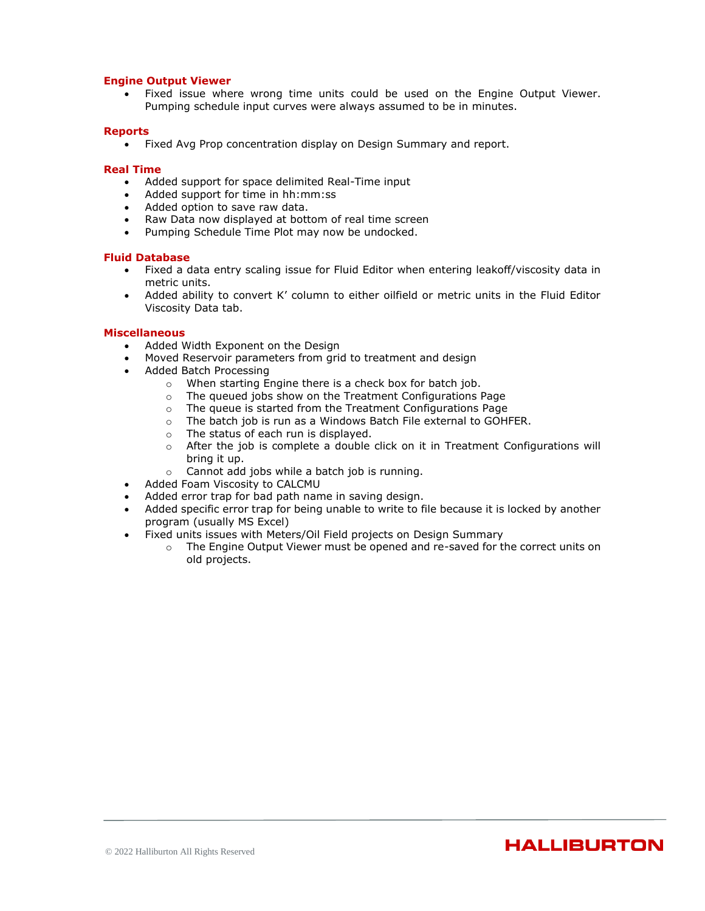### Engine Output Viewer

- Fixed issue where wrong time units could be used on the Engine Output Viewer. Pumping schedule input curves were always assumed to be in minutes.

### Reports

- Fixed Avg Prop concentration display on Design Summary and report.

### Real Time

- Added support for space delimited Real-Time input
- Added support for time in hh:mm:ss
- Added option to save raw data.
- Raw Data now displayed at bottom of real time screen
- Pumping Schedule Time Plot may now be undocked.

### Fluid Database

- Fixed a data entry scaling issue for Fluid Editor when entering leakoff/viscosity data in metric units.
- Added ability to convert K' column to either oilfield or metric units in the Fluid Editor Viscosity Data tab.

### Miscellaneous

- Added Width Exponent on the Design
- Moved Reservoir parameters from grid to treatment and design
- Added Batch Processing
  - When starting Engine there is a check box for batch job.
  - The queued jobs show on the Treatment Configurations Page
  - The queue is started from the Treatment Configurations Page
  - The batch job is run as a Windows Batch File external to GOHFER.
  - The status of each run is displayed.
  - After the job is complete a double click on it in Treatment Configurations will bring it up.
  - Cannot add jobs while a batch job is running.
- Added Foam Viscosity to CALCMU
- Added error trap for bad path name in saving design.
- Added specific error trap for being unable to write to file because it is locked by another program (usually MS Excel)
- Fixed units issues with Meters/Oil Field projects on Design Summary
  - The Engine Output Viewer must be opened and re-saved for the correct units on old projects.